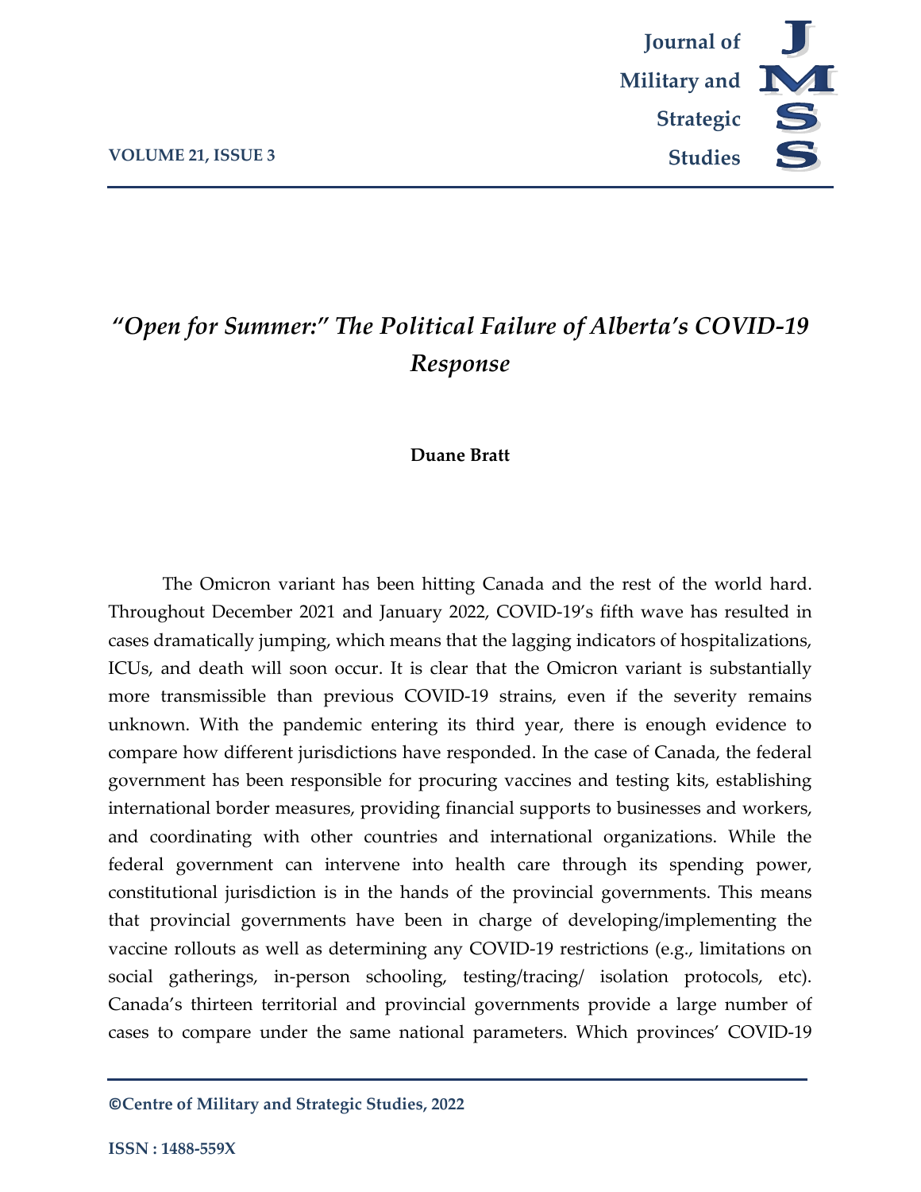# *"Open for Summer:" The Political Failure of Alberta's COVID-19 Response*

**Duane Bratt**

The Omicron variant has been hitting Canada and the rest of the world hard. Throughout December 2021 and January 2022, COVID-19's fifth wave has resulted in cases dramatically jumping, which means that the lagging indicators of hospitalizations, ICUs, and death will soon occur. It is clear that the Omicron variant is substantially more transmissible than previous COVID-19 strains, even if the severity remains unknown. With the pandemic entering its third year, there is enough evidence to compare how different jurisdictions have responded. In the case of Canada, the federal government has been responsible for procuring vaccines and testing kits, establishing international border measures, providing financial supports to businesses and workers, and coordinating with other countries and international organizations. While the federal government can intervene into health care through its spending power, constitutional jurisdiction is in the hands of the provincial governments. This means that provincial governments have been in charge of developing/implementing the vaccine rollouts as well as determining any COVID-19 restrictions (e.g., limitations on social gatherings, in-person schooling, testing/tracing/ isolation protocols, etc). Canada's thirteen territorial and provincial governments provide a large number of cases to compare under the same national parameters. Which provinces' COVID-19

©Centre of Military and Strategic Studies, 2022

ISSN : 1488-559X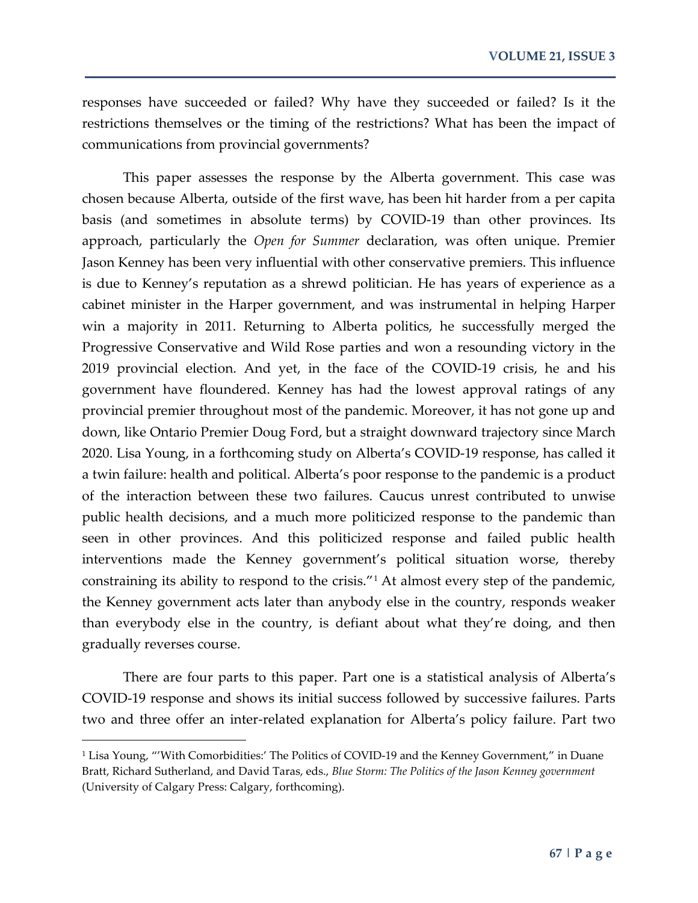responses have succeeded or failed? Why have they succeeded or failed? Is it the restrictions themselves or the timing of the restrictions? What has been the impact of communications from provincial governments?

This paper assesses the response by the Alberta government. This case was chosen because Alberta, outside of the first wave, has been hit harder from a per capita basis (and sometimes in absolute terms) by COVID-19 than other provinces. Its approach, particularly the *Open for Summer* declaration, was often unique. Premier Jason Kenney has been very influential with other conservative premiers. This influence is due to Kenney's reputation as a shrewd politician. He has years of experience as a cabinet minister in the Harper government, and was instrumental in helping Harper win a majority in 2011. Returning to Alberta politics, he successfully merged the Progressive Conservative and Wild Rose parties and won a resounding victory in the 2019 provincial election. And yet, in the face of the COVID-19 crisis, he and his government have floundered. Kenney has had the lowest approval ratings of any provincial premier throughout most of the pandemic. Moreover, it has not gone up and down, like Ontario Premier Doug Ford, but a straight downward trajectory since March 2020. Lisa Young, in a forthcoming study on Alberta's COVID-19 response, has called it a twin failure: health and political. Alberta's poor response to the pandemic is a product of the interaction between these two failures. Caucus unrest contributed to unwise public health decisions, and a much more politicized response to the pandemic than seen in other provinces. And this politicized response and failed public health interventions made the Kenney government's political situation worse, thereby constraining its ability to respond to the crisis."[1] At almost every step of the pandemic, the Kenney government acts later than anybody else in the country, responds weaker than everybody else in the country, is defiant about what they're doing, and then gradually reverses course.

There are four parts to this paper. Part one is a statistical analysis of Alberta's COVID-19 response and shows its initial success followed by successive failures. Parts two and three offer an inter-related explanation for Alberta's policy failure. Part two

[1] Lisa Young, "'With Comorbidities:' The Politics of COVID-19 and the Kenney Government," in Duane Bratt, Richard Sutherland, and David Taras, eds., *Blue Storm: The Politics of the Jason Kenney government* (University of Calgary Press: Calgary, forthcoming).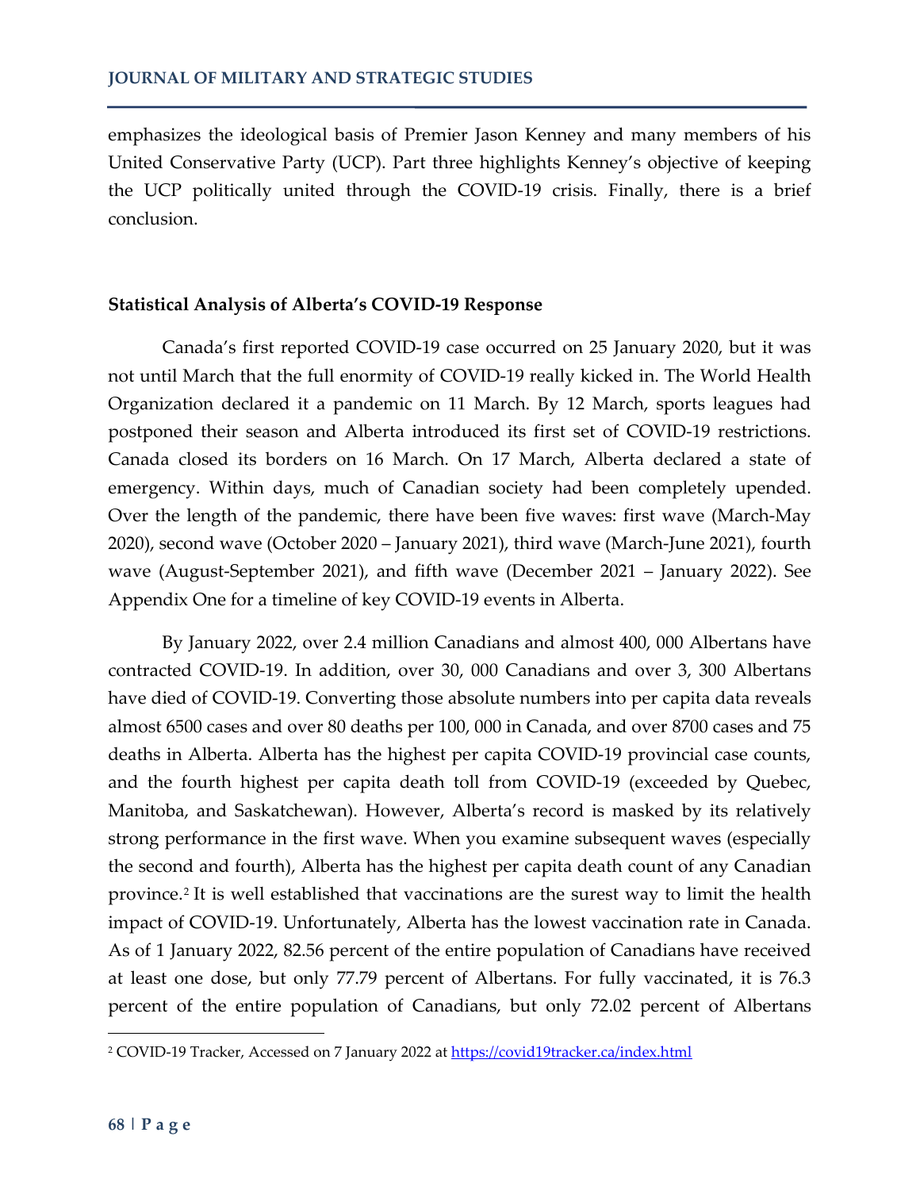emphasizes the ideological basis of Premier Jason Kenney and many members of his United Conservative Party (UCP). Part three highlights Kenney's objective of keeping the UCP politically united through the COVID-19 crisis. Finally, there is a brief conclusion.

**Statistical Analysis of Alberta's COVID-19 Response**

Canada's first reported COVID-19 case occurred on 25 January 2020, but it was not until March that the full enormity of COVID-19 really kicked in. The World Health Organization declared it a pandemic on 11 March. By 12 March, sports leagues had postponed their season and Alberta introduced its first set of COVID-19 restrictions. Canada closed its borders on 16 March. On 17 March, Alberta declared a state of emergency. Within days, much of Canadian society had been completely upended. Over the length of the pandemic, there have been five waves: first wave (March-May 2020), second wave (October 2020 – January 2021), third wave (March-June 2021), fourth wave (August-September 2021), and fifth wave (December 2021 – January 2022). See Appendix One for a timeline of key COVID-19 events in Alberta.

By January 2022, over 2.4 million Canadians and almost 400, 000 Albertans have contracted COVID-19. In addition, over 30, 000 Canadians and over 3, 300 Albertans have died of COVID-19. Converting those absolute numbers into per capita data reveals almost 6500 cases and over 80 deaths per 100, 000 in Canada, and over 8700 cases and 75 deaths in Alberta. Alberta has the highest per capita COVID-19 provincial case counts, and the fourth highest per capita death toll from COVID-19 (exceeded by Quebec, Manitoba, and Saskatchewan). However, Alberta's record is masked by its relatively strong performance in the first wave. When you examine subsequent waves (especially the second and fourth), Alberta has the highest per capita death count of any Canadian province.[2] It is well established that vaccinations are the surest way to limit the health impact of COVID-19. Unfortunately, Alberta has the lowest vaccination rate in Canada. As of 1 January 2022, 82.56 percent of the entire population of Canadians have received at least one dose, but only 77.79 percent of Albertans. For fully vaccinated, it is 76.3 percent of the entire population of Canadians, but only 72.02 percent of Albertans

[2] COVID-19 Tracker, Accessed on 7 January 2022 at https://covid19tracker.ca/index.html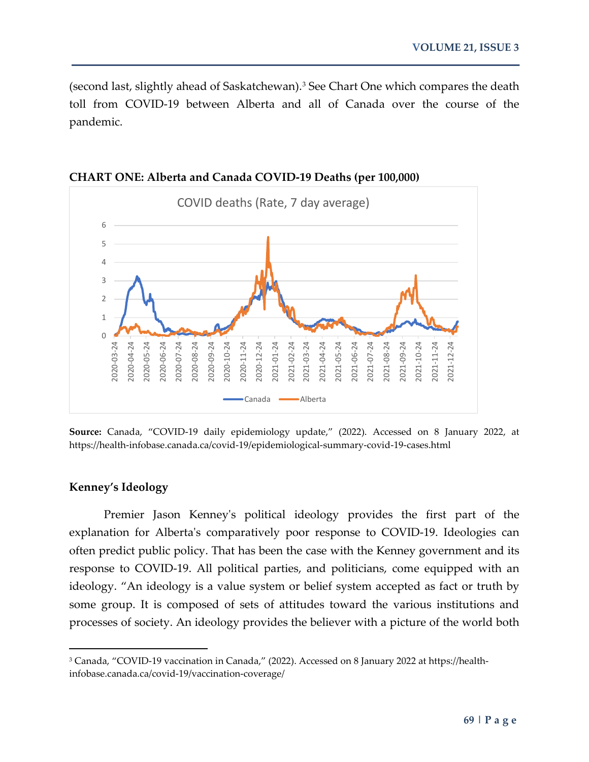(second last, slightly ahead of Saskatchewan).[3] See Chart One which compares the death toll from COVID-19 between Alberta and all of Canada over the course of the pandemic.

**CHART ONE: Alberta and Canada COVID-19 Deaths (per 100,000)**

**Source:** Canada, "COVID-19 daily epidemiology update," (2022). Accessed on 8 January 2022, at https://health-infobase.canada.ca/covid-19/epidemiological-summary-covid-19-cases.html

## Kenney's Ideology

Premier Jason Kenney's political ideology provides the first part of the explanation for Alberta's comparatively poor response to COVID-19. Ideologies can often predict public policy. That has been the case with the Kenney government and its response to COVID-19. All political parties, and politicians, come equipped with an ideology. "An ideology is a value system or belief system accepted as fact or truth by some group. It is composed of sets of attitudes toward the various institutions and processes of society. An ideology provides the believer with a picture of the world both

---

[3] Canada, "COVID-19 vaccination in Canada," (2022). Accessed on 8 January 2022 at https://health-infobase.canada.ca/covid-19/vaccination-coverage/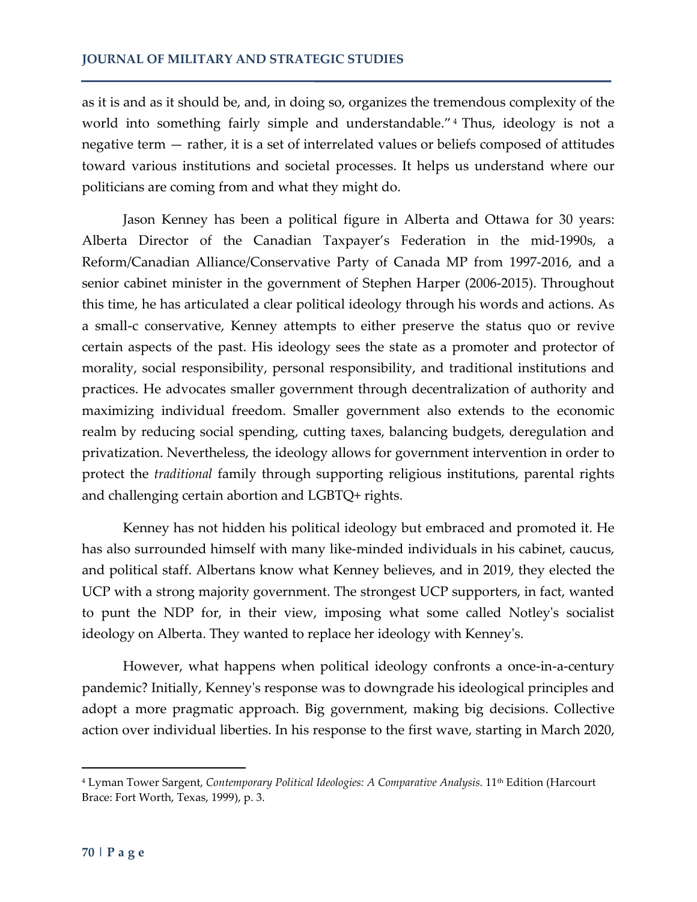as it is and as it should be, and, in doing so, organizes the tremendous complexity of the world into something fairly simple and understandable."[4] Thus, ideology is not a negative term — rather, it is a set of interrelated values or beliefs composed of attitudes toward various institutions and societal processes. It helps us understand where our politicians are coming from and what they might do.

Jason Kenney has been a political figure in Alberta and Ottawa for 30 years: Alberta Director of the Canadian Taxpayer's Federation in the mid-1990s, a Reform/Canadian Alliance/Conservative Party of Canada MP from 1997-2016, and a senior cabinet minister in the government of Stephen Harper (2006-2015). Throughout this time, he has articulated a clear political ideology through his words and actions. As a small-c conservative, Kenney attempts to either preserve the status quo or revive certain aspects of the past. His ideology sees the state as a promoter and protector of morality, social responsibility, personal responsibility, and traditional institutions and practices. He advocates smaller government through decentralization of authority and maximizing individual freedom. Smaller government also extends to the economic realm by reducing social spending, cutting taxes, balancing budgets, deregulation and privatization. Nevertheless, the ideology allows for government intervention in order to protect the *traditional* family through supporting religious institutions, parental rights and challenging certain abortion and LGBTQ+ rights.

Kenney has not hidden his political ideology but embraced and promoted it. He has also surrounded himself with many like-minded individuals in his cabinet, caucus, and political staff. Albertans know what Kenney believes, and in 2019, they elected the UCP with a strong majority government. The strongest UCP supporters, in fact, wanted to punt the NDP for, in their view, imposing what some called Notley's socialist ideology on Alberta. They wanted to replace her ideology with Kenney's.

However, what happens when political ideology confronts a once-in-a-century pandemic? Initially, Kenney's response was to downgrade his ideological principles and adopt a more pragmatic approach. Big government, making big decisions. Collective action over individual liberties. In his response to the first wave, starting in March 2020,

---

[4] Lyman Tower Sargent, *Contemporary Political Ideologies: A Comparative Analysis.* 11th Edition (Harcourt Brace: Fort Worth, Texas, 1999), p. 3.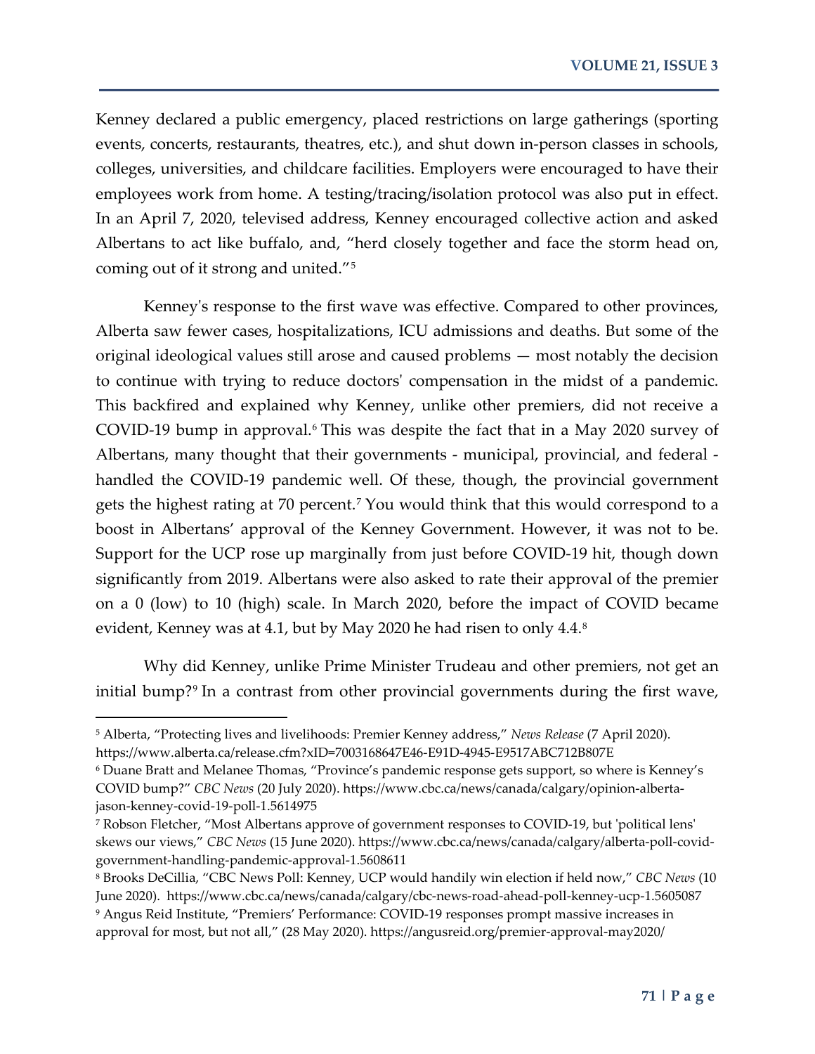Kenney declared a public emergency, placed restrictions on large gatherings (sporting events, concerts, restaurants, theatres, etc.), and shut down in-person classes in schools, colleges, universities, and childcare facilities. Employers were encouraged to have their employees work from home. A testing/tracing/isolation protocol was also put in effect. In an April 7, 2020, televised address, Kenney encouraged collective action and asked Albertans to act like buffalo, and, "herd closely together and face the storm head on, coming out of it strong and united."[5]

Kenney's response to the first wave was effective. Compared to other provinces, Alberta saw fewer cases, hospitalizations, ICU admissions and deaths. But some of the original ideological values still arose and caused problems — most notably the decision to continue with trying to reduce doctors' compensation in the midst of a pandemic. This backfired and explained why Kenney, unlike other premiers, did not receive a COVID-19 bump in approval.[6] This was despite the fact that in a May 2020 survey of Albertans, many thought that their governments - municipal, provincial, and federal - handled the COVID-19 pandemic well. Of these, though, the provincial government gets the highest rating at 70 percent.[7] You would think that this would correspond to a boost in Albertans' approval of the Kenney Government. However, it was not to be. Support for the UCP rose up marginally from just before COVID-19 hit, though down significantly from 2019. Albertans were also asked to rate their approval of the premier on a 0 (low) to 10 (high) scale. In March 2020, before the impact of COVID became evident, Kenney was at 4.1, but by May 2020 he had risen to only 4.4.[8]

Why did Kenney, unlike Prime Minister Trudeau and other premiers, not get an initial bump?[9] In a contrast from other provincial governments during the first wave,

---

[5] Alberta, "Protecting lives and livelihoods: Premier Kenney address," *News Release* (7 April 2020). https://www.alberta.ca/release.cfm?xID=7003168647E46-E91D-4945-E9517ABC712B807E

[6] Duane Bratt and Melanee Thomas, "Province's pandemic response gets support, so where is Kenney's COVID bump?" *CBC News* (20 July 2020). https://www.cbc.ca/news/canada/calgary/opinion-alberta-jason-kenney-covid-19-poll-1.5614975

[7] Robson Fletcher, "Most Albertans approve of government responses to COVID-19, but 'political lens' skews our views," *CBC News* (15 June 2020). https://www.cbc.ca/news/canada/calgary/alberta-poll-covid-government-handling-pandemic-approval-1.5608611

[8] Brooks DeCillia, "CBC News Poll: Kenney, UCP would handily win election if held now," *CBC News* (10 June 2020). https://www.cbc.ca/news/canada/calgary/cbc-news-road-ahead-poll-kenney-ucp-1.5605087

[9] Angus Reid Institute, "Premiers' Performance: COVID-19 responses prompt massive increases in approval for most, but not all," (28 May 2020). https://angusreid.org/premier-approval-may2020/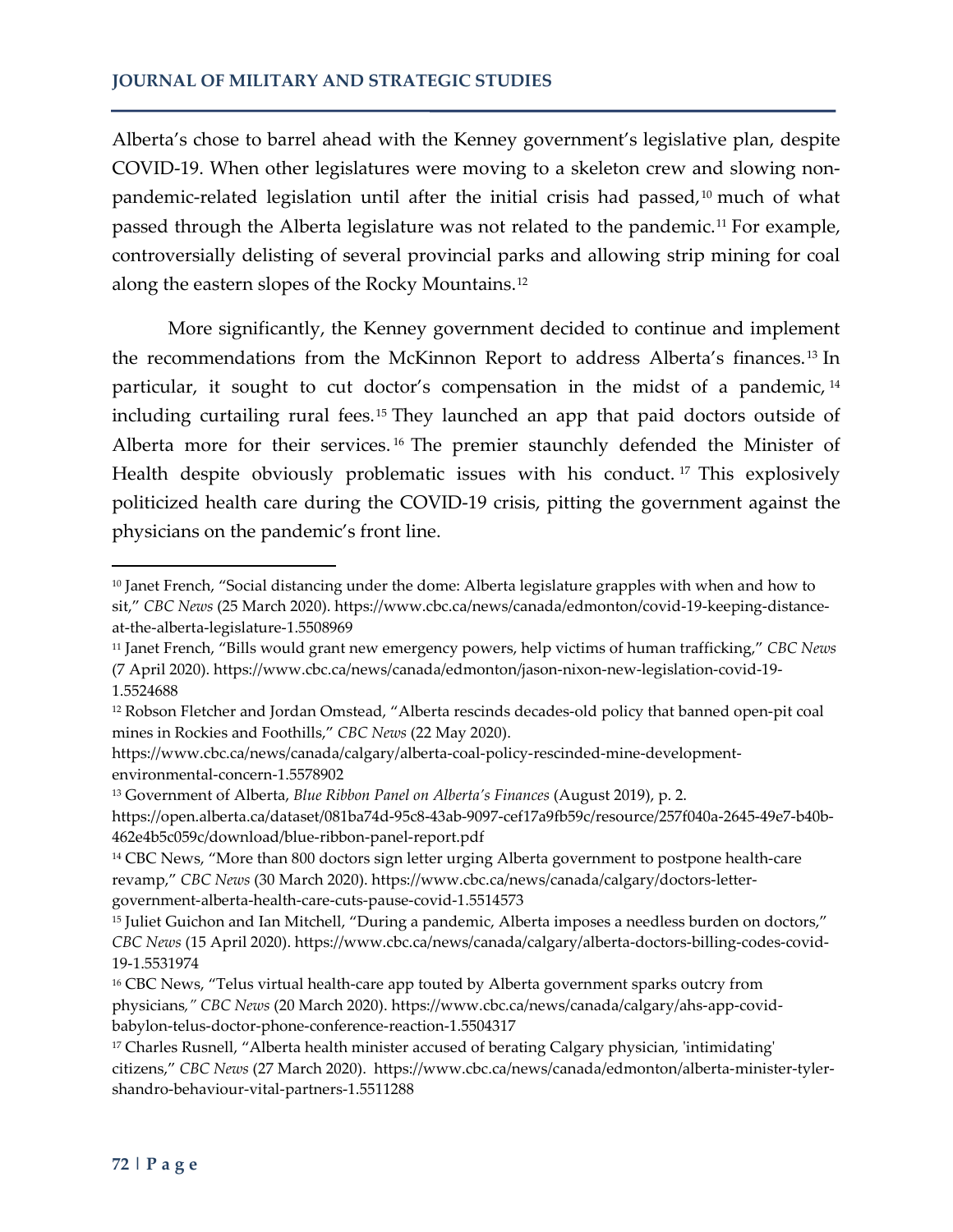Alberta's chose to barrel ahead with the Kenney government's legislative plan, despite COVID-19. When other legislatures were moving to a skeleton crew and slowing non-pandemic-related legislation until after the initial crisis had passed,[10] much of what passed through the Alberta legislature was not related to the pandemic.[11] For example, controversially delisting of several provincial parks and allowing strip mining for coal along the eastern slopes of the Rocky Mountains.[12]

More significantly, the Kenney government decided to continue and implement the recommendations from the McKinnon Report to address Alberta's finances.[13] In particular, it sought to cut doctor's compensation in the midst of a pandemic,[14] including curtailing rural fees.[15] They launched an app that paid doctors outside of Alberta more for their services.[16] The premier staunchly defended the Minister of Health despite obviously problematic issues with his conduct.[17] This explosively politicized health care during the COVID-19 crisis, pitting the government against the physicians on the pandemic's front line.

---

[10] Janet French, "Social distancing under the dome: Alberta legislature grapples with when and how to sit," *CBC News* (25 March 2020). https://www.cbc.ca/news/canada/edmonton/covid-19-keeping-distance-at-the-alberta-legislature-1.5508969

[11] Janet French, "Bills would grant new emergency powers, help victims of human trafficking," *CBC News* (7 April 2020). https://www.cbc.ca/news/canada/edmonton/jason-nixon-new-legislation-covid-19-1.5524688

[12] Robson Fletcher and Jordan Omstead, "Alberta rescinds decades-old policy that banned open-pit coal mines in Rockies and Foothills," *CBC News* (22 May 2020). https://www.cbc.ca/news/canada/calgary/alberta-coal-policy-rescinded-mine-development-environmental-concern-1.5578902

[13] Government of Alberta, *Blue Ribbon Panel on Alberta's Finances* (August 2019), p. 2. https://open.alberta.ca/dataset/081ba74d-95c8-43ab-9097-cef17a9fb59c/resource/257f040a-2645-49e7-b40b-462e4b5c059c/download/blue-ribbon-panel-report.pdf

[14] CBC News, "More than 800 doctors sign letter urging Alberta government to postpone health-care revamp," *CBC News* (30 March 2020). https://www.cbc.ca/news/canada/calgary/doctors-letter-government-alberta-health-care-cuts-pause-covid-1.5514573

[15] Juliet Guichon and Ian Mitchell, "During a pandemic, Alberta imposes a needless burden on doctors," *CBC News* (15 April 2020). https://www.cbc.ca/news/canada/calgary/alberta-doctors-billing-codes-covid-19-1.5531974

[16] CBC News, "Telus virtual health-care app touted by Alberta government sparks outcry from physicians," *CBC News* (20 March 2020). https://www.cbc.ca/news/canada/calgary/ahs-app-covid-babylon-telus-doctor-phone-conference-reaction-1.5504317

[17] Charles Rusnell, "Alberta health minister accused of berating Calgary physician, 'intimidating' citizens," *CBC News* (27 March 2020). https://www.cbc.ca/news/canada/edmonton/alberta-minister-tyler-shandro-behaviour-vital-partners-1.5511288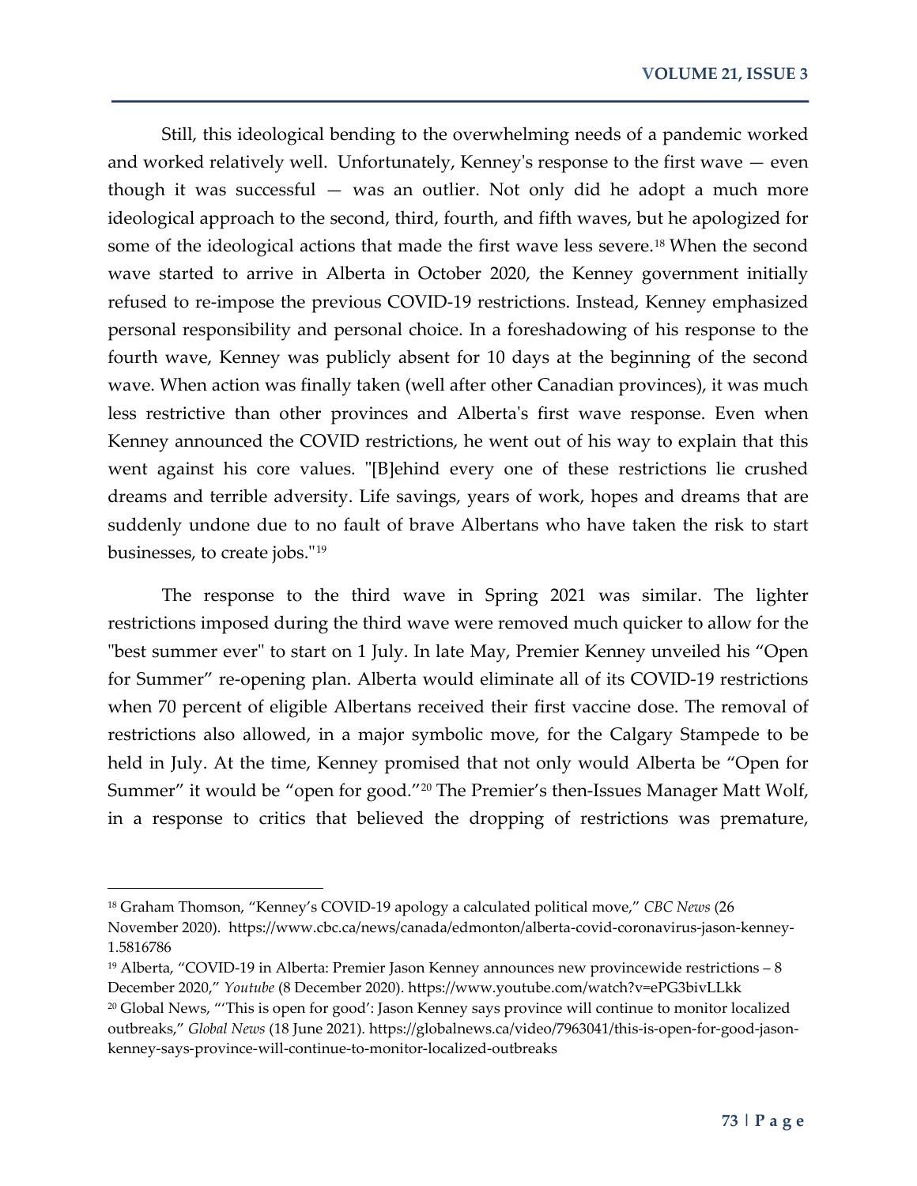Still, this ideological bending to the overwhelming needs of a pandemic worked and worked relatively well. Unfortunately, Kenney's response to the first wave — even though it was successful — was an outlier. Not only did he adopt a much more ideological approach to the second, third, fourth, and fifth waves, but he apologized for some of the ideological actions that made the first wave less severe.[18] When the second wave started to arrive in Alberta in October 2020, the Kenney government initially refused to re-impose the previous COVID-19 restrictions. Instead, Kenney emphasized personal responsibility and personal choice. In a foreshadowing of his response to the fourth wave, Kenney was publicly absent for 10 days at the beginning of the second wave. When action was finally taken (well after other Canadian provinces), it was much less restrictive than other provinces and Alberta's first wave response. Even when Kenney announced the COVID restrictions, he went out of his way to explain that this went against his core values. "[B]ehind every one of these restrictions lie crushed dreams and terrible adversity. Life savings, years of work, hopes and dreams that are suddenly undone due to no fault of brave Albertans who have taken the risk to start businesses, to create jobs."[19]

The response to the third wave in Spring 2021 was similar. The lighter restrictions imposed during the third wave were removed much quicker to allow for the "best summer ever" to start on 1 July. In late May, Premier Kenney unveiled his "Open for Summer" re-opening plan. Alberta would eliminate all of its COVID-19 restrictions when 70 percent of eligible Albertans received their first vaccine dose. The removal of restrictions also allowed, in a major symbolic move, for the Calgary Stampede to be held in July. At the time, Kenney promised that not only would Alberta be "Open for Summer" it would be "open for good."[20] The Premier's then-Issues Manager Matt Wolf, in a response to critics that believed the dropping of restrictions was premature,

---

[18] Graham Thomson, "Kenney's COVID-19 apology a calculated political move," *CBC News* (26 November 2020). https://www.cbc.ca/news/canada/edmonton/alberta-covid-coronavirus-jason-kenney-1.5816786

[19] Alberta, "COVID-19 in Alberta: Premier Jason Kenney announces new provincewide restrictions – 8 December 2020," *Youtube* (8 December 2020). https://www.youtube.com/watch?v=ePG3bivLLkk

[20] Global News, "'This is open for good': Jason Kenney says province will continue to monitor localized outbreaks," *Global News* (18 June 2021). https://globalnews.ca/video/7963041/this-is-open-for-good-jason-kenney-says-province-will-continue-to-monitor-localized-outbreaks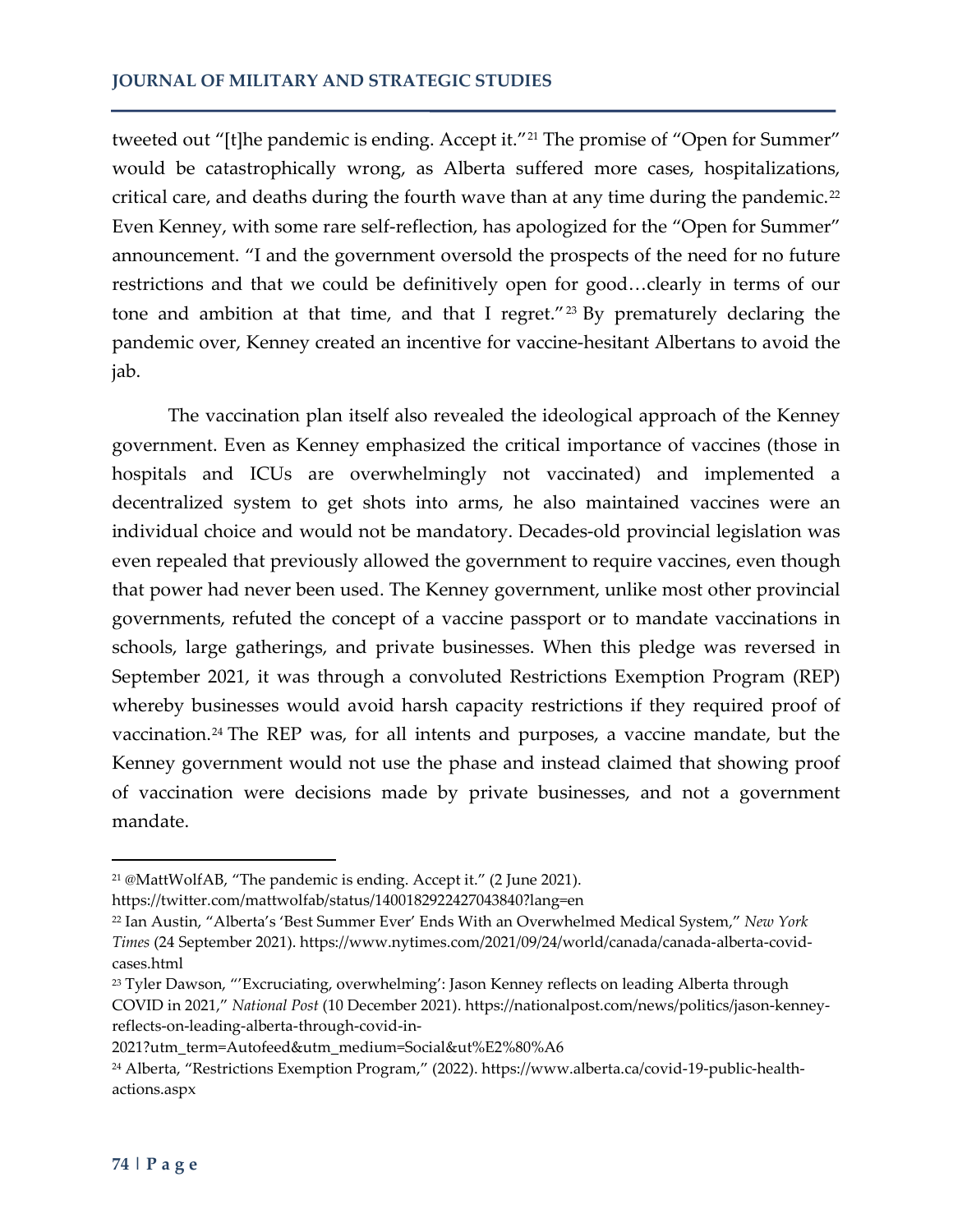tweeted out "[t]he pandemic is ending. Accept it."[21] The promise of "Open for Summer" would be catastrophically wrong, as Alberta suffered more cases, hospitalizations, critical care, and deaths during the fourth wave than at any time during the pandemic.[22] Even Kenney, with some rare self-reflection, has apologized for the "Open for Summer" announcement. "I and the government oversold the prospects of the need for no future restrictions and that we could be definitively open for good…clearly in terms of our tone and ambition at that time, and that I regret."[23] By prematurely declaring the pandemic over, Kenney created an incentive for vaccine-hesitant Albertans to avoid the jab.

The vaccination plan itself also revealed the ideological approach of the Kenney government. Even as Kenney emphasized the critical importance of vaccines (those in hospitals and ICUs are overwhelmingly not vaccinated) and implemented a decentralized system to get shots into arms, he also maintained vaccines were an individual choice and would not be mandatory. Decades-old provincial legislation was even repealed that previously allowed the government to require vaccines, even though that power had never been used. The Kenney government, unlike most other provincial governments, refuted the concept of a vaccine passport or to mandate vaccinations in schools, large gatherings, and private businesses. When this pledge was reversed in September 2021, it was through a convoluted Restrictions Exemption Program (REP) whereby businesses would avoid harsh capacity restrictions if they required proof of vaccination.[24] The REP was, for all intents and purposes, a vaccine mandate, but the Kenney government would not use the phase and instead claimed that showing proof of vaccination were decisions made by private businesses, and not a government mandate.

---

[21] @MattWolfAB, "The pandemic is ending. Accept it." (2 June 2021). https://twitter.com/mattwolfab/status/1400182922427043840?lang=en

[22] Ian Austin, "Alberta's 'Best Summer Ever' Ends With an Overwhelmed Medical System," *New York Times* (24 September 2021). https://www.nytimes.com/2021/09/24/world/canada/canada-alberta-covid-cases.html

[23] Tyler Dawson, "'Excruciating, overwhelming': Jason Kenney reflects on leading Alberta through COVID in 2021," *National Post* (10 December 2021). https://nationalpost.com/news/politics/jason-kenney-reflects-on-leading-alberta-through-covid-in-2021?utm_term=Autofeed&utm_medium=Social&ut%E2%80%A6

[24] Alberta, "Restrictions Exemption Program," (2022). https://www.alberta.ca/covid-19-public-health-actions.aspx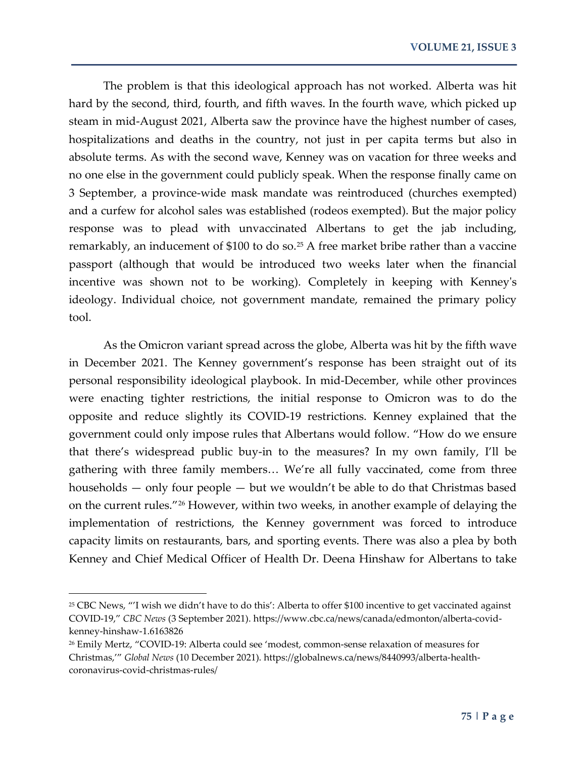The problem is that this ideological approach has not worked. Alberta was hit hard by the second, third, fourth, and fifth waves. In the fourth wave, which picked up steam in mid-August 2021, Alberta saw the province have the highest number of cases, hospitalizations and deaths in the country, not just in per capita terms but also in absolute terms. As with the second wave, Kenney was on vacation for three weeks and no one else in the government could publicly speak. When the response finally came on 3 September, a province-wide mask mandate was reintroduced (churches exempted) and a curfew for alcohol sales was established (rodeos exempted). But the major policy response was to plead with unvaccinated Albertans to get the jab including, remarkably, an inducement of $100 to do so.[25] A free market bribe rather than a vaccine passport (although that would be introduced two weeks later when the financial incentive was shown not to be working). Completely in keeping with Kenney's ideology. Individual choice, not government mandate, remained the primary policy tool.

As the Omicron variant spread across the globe, Alberta was hit by the fifth wave in December 2021. The Kenney government's response has been straight out of its personal responsibility ideological playbook. In mid-December, while other provinces were enacting tighter restrictions, the initial response to Omicron was to do the opposite and reduce slightly its COVID-19 restrictions. Kenney explained that the government could only impose rules that Albertans would follow. "How do we ensure that there's widespread public buy-in to the measures? In my own family, I'll be gathering with three family members… We're all fully vaccinated, come from three households — only four people — but we wouldn't be able to do that Christmas based on the current rules."[26] However, within two weeks, in another example of delaying the implementation of restrictions, the Kenney government was forced to introduce capacity limits on restaurants, bars, and sporting events. There was also a plea by both Kenney and Chief Medical Officer of Health Dr. Deena Hinshaw for Albertans to take

---

[25] CBC News, "'I wish we didn't have to do this': Alberta to offer $100 incentive to get vaccinated against COVID-19," *CBC News* (3 September 2021). https://www.cbc.ca/news/canada/edmonton/alberta-covid-kenney-hinshaw-1.6163826

[26] Emily Mertz, "COVID-19: Alberta could see 'modest, common-sense relaxation of measures for Christmas,'" *Global News* (10 December 2021). https://globalnews.ca/news/8440993/alberta-health-coronavirus-covid-christmas-rules/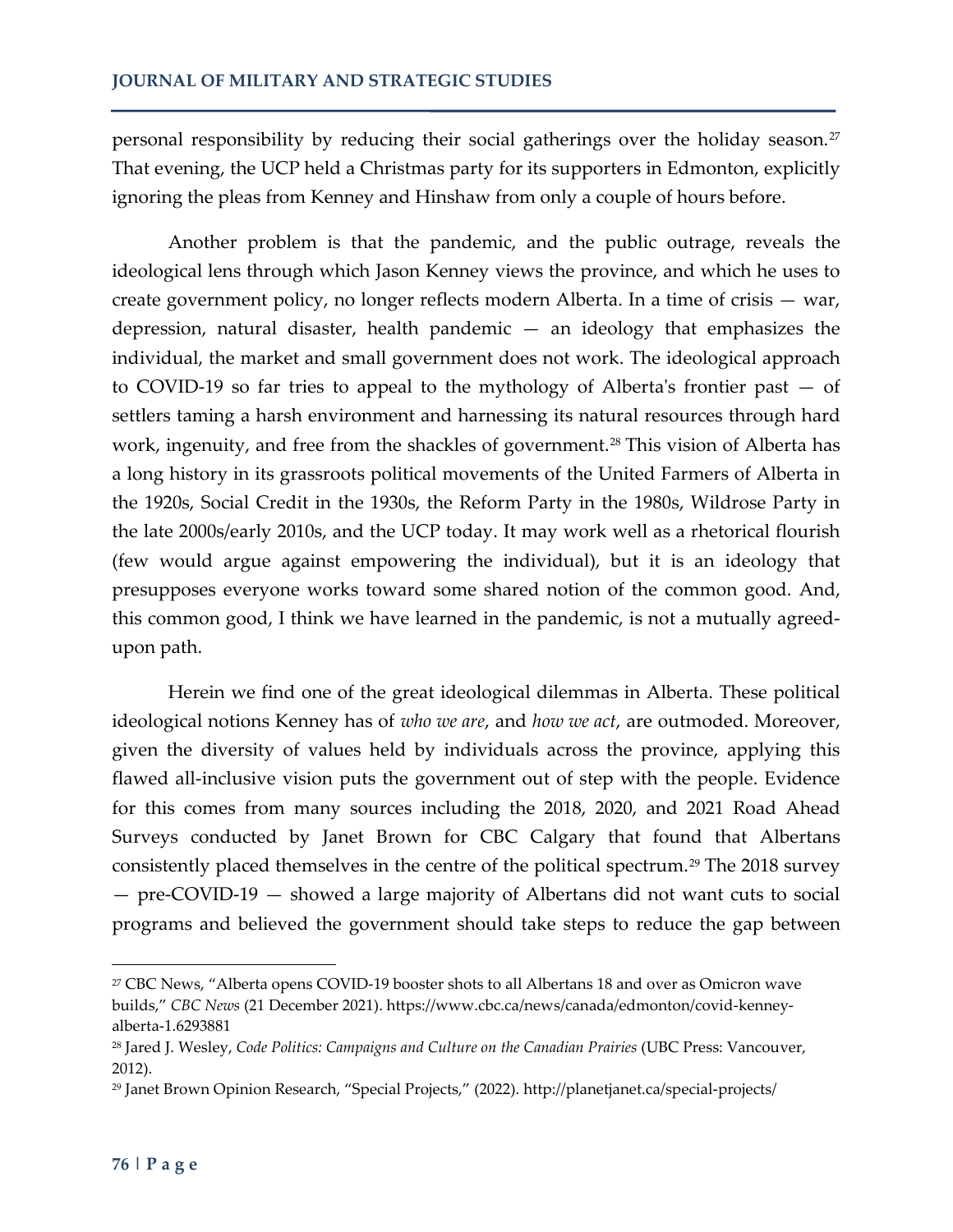personal responsibility by reducing their social gatherings over the holiday season.[27] That evening, the UCP held a Christmas party for its supporters in Edmonton, explicitly ignoring the pleas from Kenney and Hinshaw from only a couple of hours before.

Another problem is that the pandemic, and the public outrage, reveals the ideological lens through which Jason Kenney views the province, and which he uses to create government policy, no longer reflects modern Alberta. In a time of crisis — war, depression, natural disaster, health pandemic — an ideology that emphasizes the individual, the market and small government does not work. The ideological approach to COVID-19 so far tries to appeal to the mythology of Alberta's frontier past — of settlers taming a harsh environment and harnessing its natural resources through hard work, ingenuity, and free from the shackles of government.[28] This vision of Alberta has a long history in its grassroots political movements of the United Farmers of Alberta in the 1920s, Social Credit in the 1930s, the Reform Party in the 1980s, Wildrose Party in the late 2000s/early 2010s, and the UCP today. It may work well as a rhetorical flourish (few would argue against empowering the individual), but it is an ideology that presupposes everyone works toward some shared notion of the common good. And, this common good, I think we have learned in the pandemic, is not a mutually agreed-upon path.

Herein we find one of the great ideological dilemmas in Alberta. These political ideological notions Kenney has of *who we are*, and *how we act*, are outmoded. Moreover, given the diversity of values held by individuals across the province, applying this flawed all-inclusive vision puts the government out of step with the people. Evidence for this comes from many sources including the 2018, 2020, and 2021 Road Ahead Surveys conducted by Janet Brown for CBC Calgary that found that Albertans consistently placed themselves in the centre of the political spectrum.[29] The 2018 survey — pre-COVID-19 — showed a large majority of Albertans did not want cuts to social programs and believed the government should take steps to reduce the gap between

---

[27] CBC News, "Alberta opens COVID-19 booster shots to all Albertans 18 and over as Omicron wave builds," *CBC News* (21 December 2021). https://www.cbc.ca/news/canada/edmonton/covid-kenney-alberta-1.6293881

[28] Jared J. Wesley, *Code Politics: Campaigns and Culture on the Canadian Prairies* (UBC Press: Vancouver, 2012).

[29] Janet Brown Opinion Research, "Special Projects," (2022). http://planetjanet.ca/special-projects/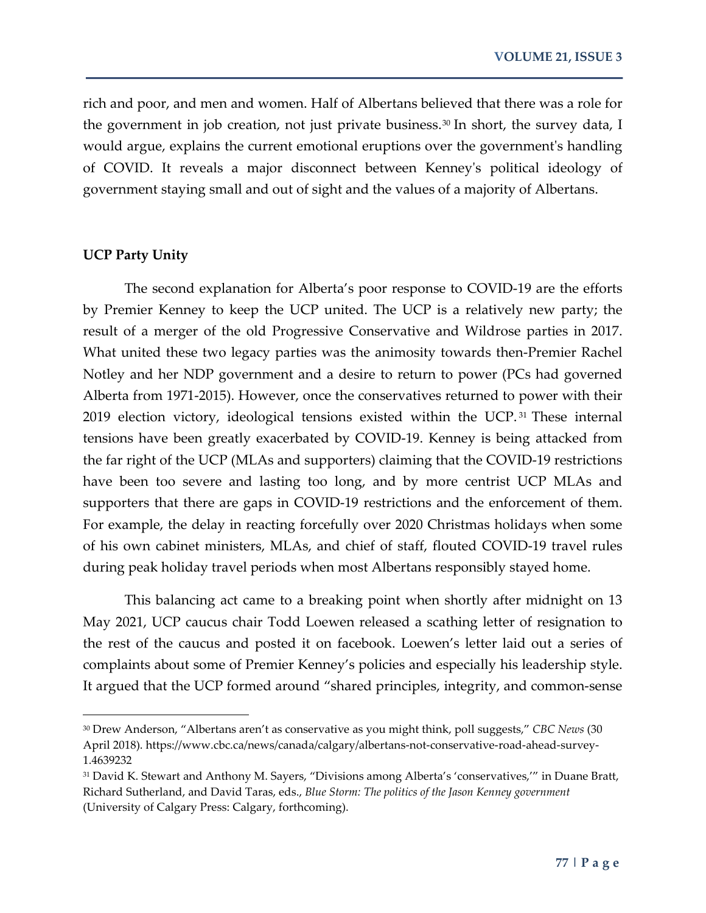rich and poor, and men and women. Half of Albertans believed that there was a role for the government in job creation, not just private business.[30] In short, the survey data, I would argue, explains the current emotional eruptions over the government's handling of COVID. It reveals a major disconnect between Kenney's political ideology of government staying small and out of sight and the values of a majority of Albertans.

**UCP Party Unity**

The second explanation for Alberta's poor response to COVID-19 are the efforts by Premier Kenney to keep the UCP united. The UCP is a relatively new party; the result of a merger of the old Progressive Conservative and Wildrose parties in 2017. What united these two legacy parties was the animosity towards then-Premier Rachel Notley and her NDP government and a desire to return to power (PCs had governed Alberta from 1971-2015). However, once the conservatives returned to power with their 2019 election victory, ideological tensions existed within the UCP.[31] These internal tensions have been greatly exacerbated by COVID-19. Kenney is being attacked from the far right of the UCP (MLAs and supporters) claiming that the COVID-19 restrictions have been too severe and lasting too long, and by more centrist UCP MLAs and supporters that there are gaps in COVID-19 restrictions and the enforcement of them. For example, the delay in reacting forcefully over 2020 Christmas holidays when some of his own cabinet ministers, MLAs, and chief of staff, flouted COVID-19 travel rules during peak holiday travel periods when most Albertans responsibly stayed home.

This balancing act came to a breaking point when shortly after midnight on 13 May 2021, UCP caucus chair Todd Loewen released a scathing letter of resignation to the rest of the caucus and posted it on facebook. Loewen's letter laid out a series of complaints about some of Premier Kenney's policies and especially his leadership style. It argued that the UCP formed around "shared principles, integrity, and common-sense

---

[30] Drew Anderson, "Albertans aren't as conservative as you might think, poll suggests," *CBC News* (30 April 2018). https://www.cbc.ca/news/canada/calgary/albertans-not-conservative-road-ahead-survey-1.4639232

[31] David K. Stewart and Anthony M. Sayers, "Divisions among Alberta's 'conservatives,'" in Duane Bratt, Richard Sutherland, and David Taras, eds., *Blue Storm: The politics of the Jason Kenney government* (University of Calgary Press: Calgary, forthcoming).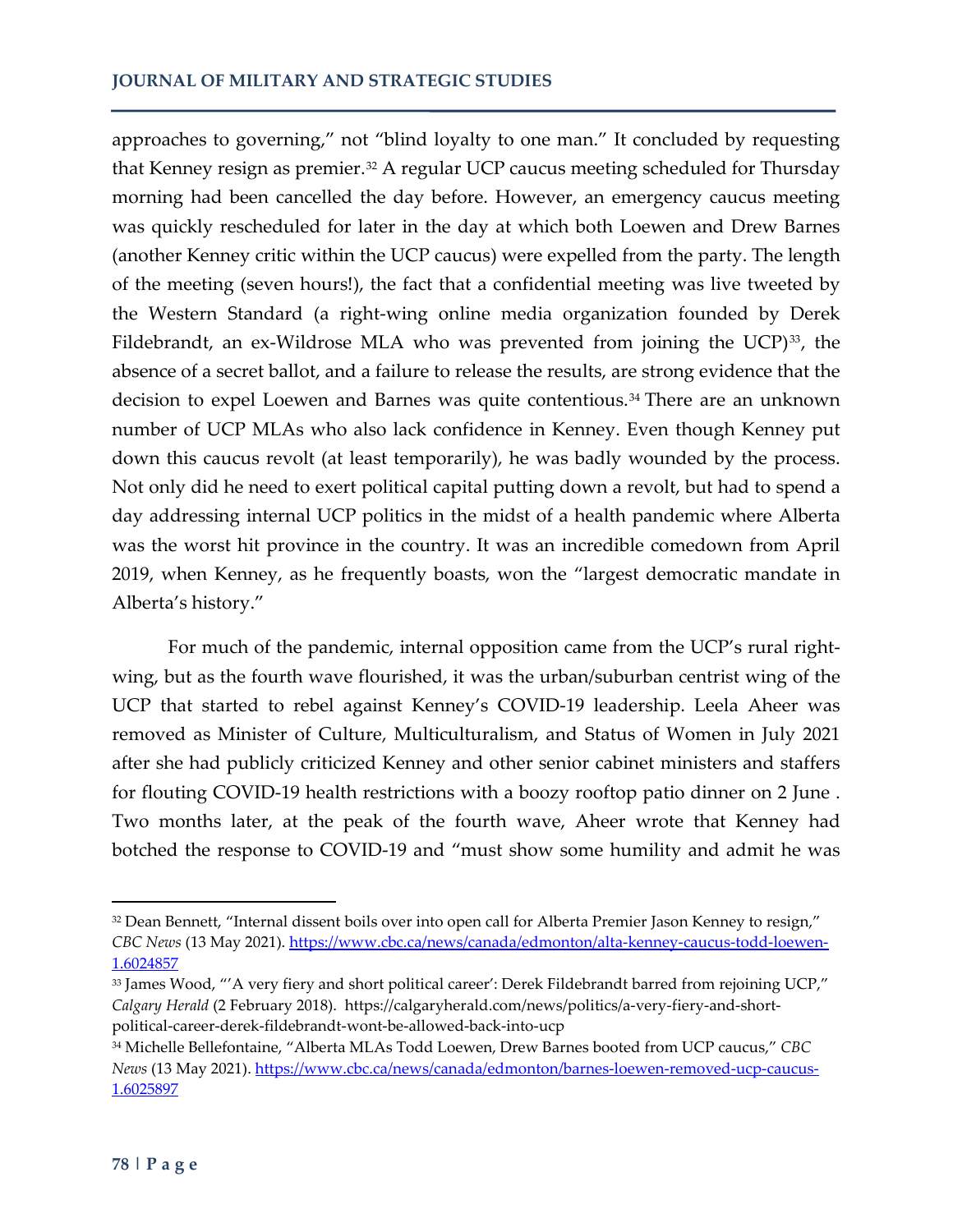approaches to governing," not "blind loyalty to one man." It concluded by requesting that Kenney resign as premier.[32] A regular UCP caucus meeting scheduled for Thursday morning had been cancelled the day before. However, an emergency caucus meeting was quickly rescheduled for later in the day at which both Loewen and Drew Barnes (another Kenney critic within the UCP caucus) were expelled from the party. The length of the meeting (seven hours!), the fact that a confidential meeting was live tweeted by the Western Standard (a right-wing online media organization founded by Derek Fildebrandt, an ex-Wildrose MLA who was prevented from joining the UCP)[33], the absence of a secret ballot, and a failure to release the results, are strong evidence that the decision to expel Loewen and Barnes was quite contentious.[34] There are an unknown number of UCP MLAs who also lack confidence in Kenney. Even though Kenney put down this caucus revolt (at least temporarily), he was badly wounded by the process. Not only did he need to exert political capital putting down a revolt, but had to spend a day addressing internal UCP politics in the midst of a health pandemic where Alberta was the worst hit province in the country. It was an incredible comedown from April 2019, when Kenney, as he frequently boasts, won the "largest democratic mandate in Alberta's history."

For much of the pandemic, internal opposition came from the UCP's rural right-wing, but as the fourth wave flourished, it was the urban/suburban centrist wing of the UCP that started to rebel against Kenney's COVID-19 leadership. Leela Aheer was removed as Minister of Culture, Multiculturalism, and Status of Women in July 2021 after she had publicly criticized Kenney and other senior cabinet ministers and staffers for flouting COVID-19 health restrictions with a boozy rooftop patio dinner on 2 June . Two months later, at the peak of the fourth wave, Aheer wrote that Kenney had botched the response to COVID-19 and "must show some humility and admit he was

---

[32] Dean Bennett, "Internal dissent boils over into open call for Alberta Premier Jason Kenney to resign," *CBC News* (13 May 2021). https://www.cbc.ca/news/canada/edmonton/alta-kenney-caucus-todd-loewen-1.6024857

[33] James Wood, "'A very fiery and short political career': Derek Fildebrandt barred from rejoining UCP," *Calgary Herald* (2 February 2018). https://calgaryherald.com/news/politics/a-very-fiery-and-short-political-career-derek-fildebrandt-wont-be-allowed-back-into-ucp

[34] Michelle Bellefontaine, "Alberta MLAs Todd Loewen, Drew Barnes booted from UCP caucus," *CBC News* (13 May 2021). https://www.cbc.ca/news/canada/edmonton/barnes-loewen-removed-ucp-caucus-1.6025897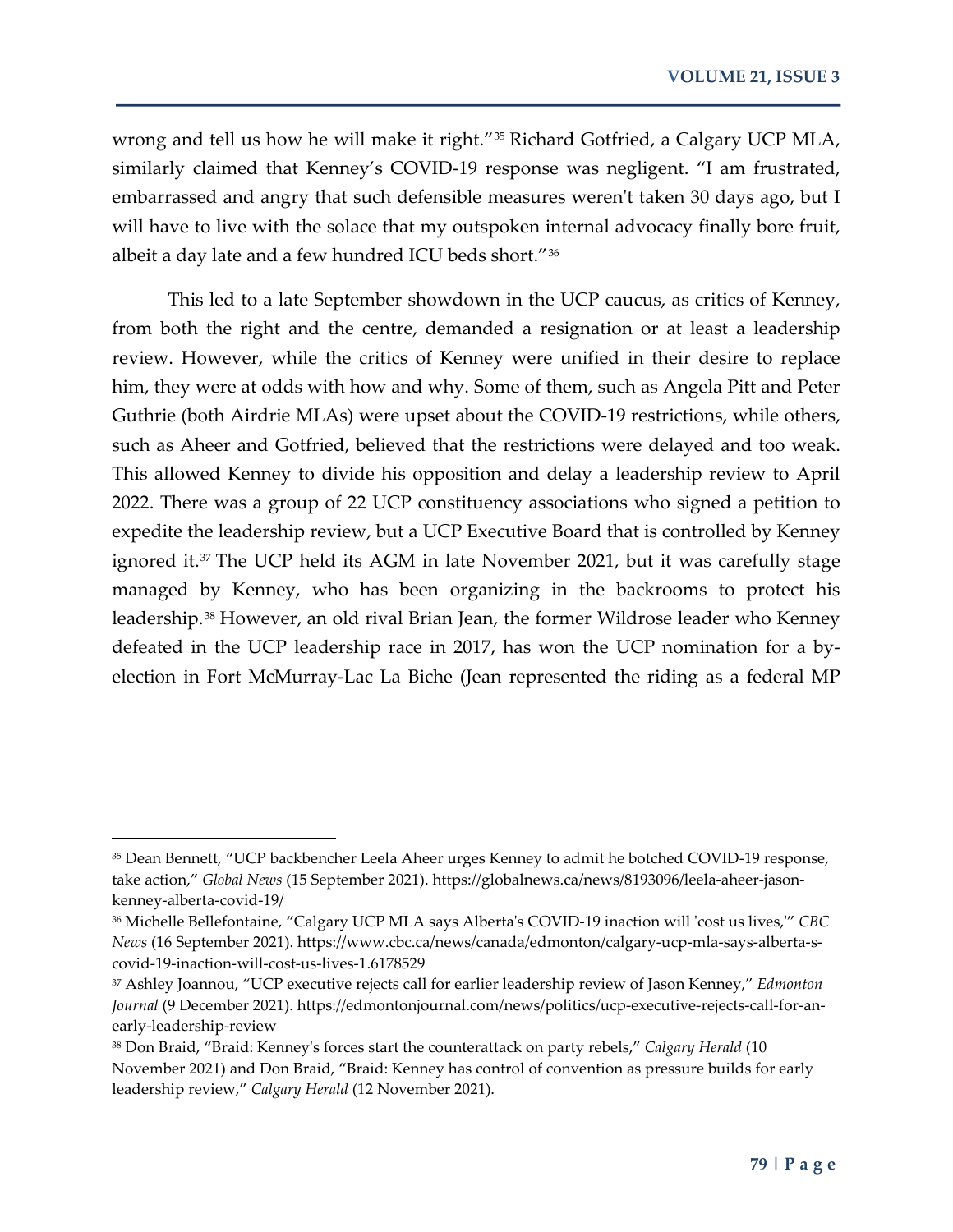wrong and tell us how he will make it right."[35] Richard Gotfried, a Calgary UCP MLA, similarly claimed that Kenney's COVID-19 response was negligent. "I am frustrated, embarrassed and angry that such defensible measures weren't taken 30 days ago, but I will have to live with the solace that my outspoken internal advocacy finally bore fruit, albeit a day late and a few hundred ICU beds short."[36]

This led to a late September showdown in the UCP caucus, as critics of Kenney, from both the right and the centre, demanded a resignation or at least a leadership review. However, while the critics of Kenney were unified in their desire to replace him, they were at odds with how and why. Some of them, such as Angela Pitt and Peter Guthrie (both Airdrie MLAs) were upset about the COVID-19 restrictions, while others, such as Aheer and Gotfried, believed that the restrictions were delayed and too weak. This allowed Kenney to divide his opposition and delay a leadership review to April 2022. There was a group of 22 UCP constituency associations who signed a petition to expedite the leadership review, but a UCP Executive Board that is controlled by Kenney ignored it.[37] The UCP held its AGM in late November 2021, but it was carefully stage managed by Kenney, who has been organizing in the backrooms to protect his leadership.[38] However, an old rival Brian Jean, the former Wildrose leader who Kenney defeated in the UCP leadership race in 2017, has won the UCP nomination for a by-election in Fort McMurray-Lac La Biche (Jean represented the riding as a federal MP

---

[35] Dean Bennett, "UCP backbencher Leela Aheer urges Kenney to admit he botched COVID-19 response, take action," *Global News* (15 September 2021). https://globalnews.ca/news/8193096/leela-aheer-jason-kenney-alberta-covid-19/

[36] Michelle Bellefontaine, "Calgary UCP MLA says Alberta's COVID-19 inaction will 'cost us lives,'" *CBC News* (16 September 2021). https://www.cbc.ca/news/canada/edmonton/calgary-ucp-mla-says-alberta-s-covid-19-inaction-will-cost-us-lives-1.6178529

[37] Ashley Joannou, "UCP executive rejects call for earlier leadership review of Jason Kenney," *Edmonton Journal* (9 December 2021). https://edmontonjournal.com/news/politics/ucp-executive-rejects-call-for-an-early-leadership-review

[38] Don Braid, "Braid: Kenney's forces start the counterattack on party rebels," *Calgary Herald* (10 November 2021) and Don Braid, "Braid: Kenney has control of convention as pressure builds for early leadership review," *Calgary Herald* (12 November 2021).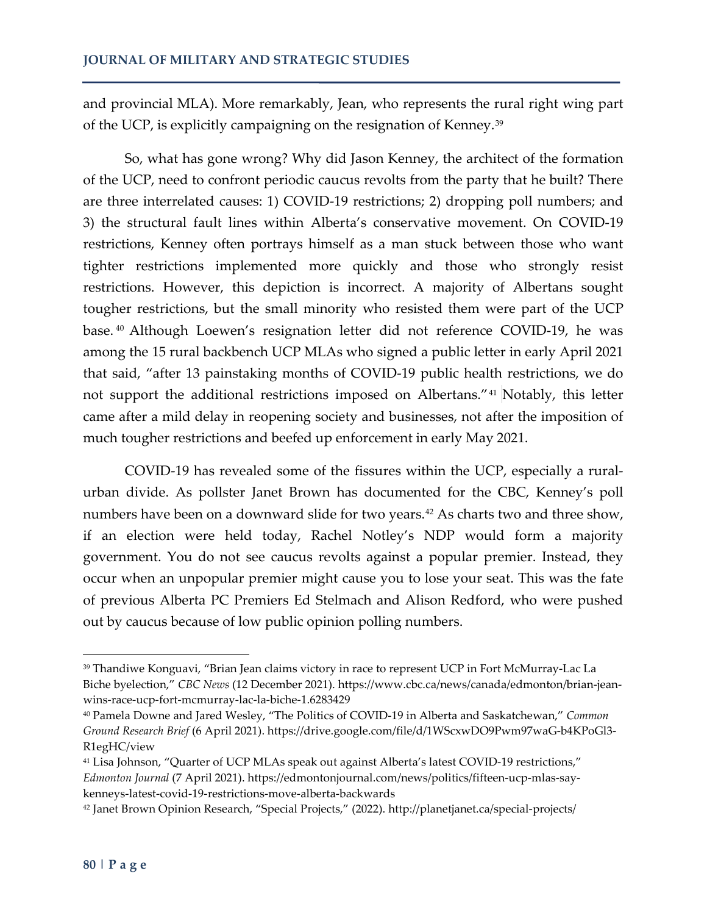and provincial MLA). More remarkably, Jean, who represents the rural right wing part of the UCP, is explicitly campaigning on the resignation of Kenney.[39]

So, what has gone wrong? Why did Jason Kenney, the architect of the formation of the UCP, need to confront periodic caucus revolts from the party that he built? There are three interrelated causes: 1) COVID-19 restrictions; 2) dropping poll numbers; and 3) the structural fault lines within Alberta's conservative movement. On COVID-19 restrictions, Kenney often portrays himself as a man stuck between those who want tighter restrictions implemented more quickly and those who strongly resist restrictions. However, this depiction is incorrect. A majority of Albertans sought tougher restrictions, but the small minority who resisted them were part of the UCP base.[40] Although Loewen's resignation letter did not reference COVID-19, he was among the 15 rural backbench UCP MLAs who signed a public letter in early April 2021 that said, "after 13 painstaking months of COVID-19 public health restrictions, we do not support the additional restrictions imposed on Albertans."[41] Notably, this letter came after a mild delay in reopening society and businesses, not after the imposition of much tougher restrictions and beefed up enforcement in early May 2021.

COVID-19 has revealed some of the fissures within the UCP, especially a rural-urban divide. As pollster Janet Brown has documented for the CBC, Kenney's poll numbers have been on a downward slide for two years.[42] As charts two and three show, if an election were held today, Rachel Notley's NDP would form a majority government. You do not see caucus revolts against a popular premier. Instead, they occur when an unpopular premier might cause you to lose your seat. This was the fate of previous Alberta PC Premiers Ed Stelmach and Alison Redford, who were pushed out by caucus because of low public opinion polling numbers.

---

[39] Thandiwe Konguavi, "Brian Jean claims victory in race to represent UCP in Fort McMurray-Lac La Biche byelection," *CBC News* (12 December 2021). https://www.cbc.ca/news/canada/edmonton/brian-jean-wins-race-ucp-fort-mcmurray-lac-la-biche-1.6283429

[40] Pamela Downe and Jared Wesley, "The Politics of COVID-19 in Alberta and Saskatchewan," *Common Ground Research Brief* (6 April 2021). https://drive.google.com/file/d/1WScxwDO9Pwm97waG-b4KPoGl3-R1egHC/view

[41] Lisa Johnson, "Quarter of UCP MLAs speak out against Alberta's latest COVID-19 restrictions," *Edmonton Journal* (7 April 2021). https://edmontonjournal.com/news/politics/fifteen-ucp-mlas-say-kenneys-latest-covid-19-restrictions-move-alberta-backwards

[42] Janet Brown Opinion Research, "Special Projects," (2022). http://planetjanet.ca/special-projects/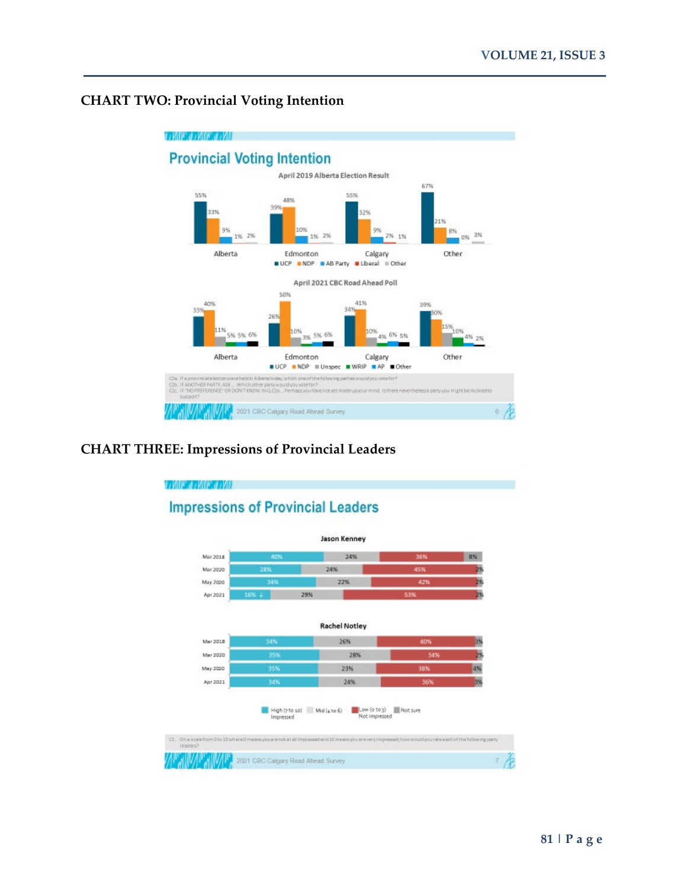## CHART TWO: Provincial Voting Intention

### Provincial Voting Intention

**April 2019 Alberta Election Result**

| | UCP | NDP | AB Party | Liberal | Other |
|---|---|---|---|---|---|
| Alberta | 55% | 33% | 9% | 1% | 2% |
| Edmonton | 39% | 48% | 10% | 1% | 2% |
| Calgary | 55% | 32% | 9% | 2% | 1% |
| Other | 67% | 21% | 8% | 0% | 3% |

**April 2021 CBC Road Ahead Poll**

| | UCP | NDP | Unspec | WRIP | AP | Other |
|---|---|---|---|---|---|---|
| Alberta | 33% | 40% | 11% | 5% | 5% | 6% |
| Edmonton | 26% | 50% | 10% | 3% | 5% | 6% |
| Calgary | 34% | 41% | 10% | 4% | 6% | 5% |
| Other | 39% | 30% | 15% | 10% | 4% | 2% |

C2a. If a provincial election were held in Alberta today, which one of the following parties would you vote for?
C2b. IF ANOTHER PARTY, ASK ... Which other party would you vote for?
C2c. IF "NO PREFERENCE" OR DON'T KNOW IN Q.C2a ... Perhaps you have not yet made up your mind. Is there nevertheless a party you might be inclined to support?

2021 CBC Calgary Road Ahead Survey

## CHART THREE: Impressions of Provincial Leaders

### Impressions of Provincial Leaders

**Jason Kenney**

| | High (7 to 10) Impressed | Mid (4 to 6) | Low (0 to 3) Not impressed | Not sure |
|---|---|---|---|---|
| Mar 2018 | 40% | 24% | 36% | 8% |
| Mar 2020 | 28% | 24% | 45% | 2% |
| May 2020 | 34% | 22% | 42% | 2% |
| Apr 2021 | 16% ↓ | 29% | 53% | 2% |

**Rachel Notley**

| | High (7 to 10) Impressed | Mid (4 to 6) | Low (0 to 3) Not impressed | Not sure |
|---|---|---|---|---|
| Mar 2018 | 34% | 26% | 40% | 3% |
| Mar 2020 | 35% | 28% | 34% | 2% |
| May 2020 | 35% | 23% | 38% | 4% |
| Apr 2021 | 34% | 24% | 36% | 3% |

C1. On a scale from 0 to 10 where 0 means you are not at all impressed and 10 means you are very impressed, how would you rate each of the following party leaders?

2021 CBC Calgary Road Ahead Survey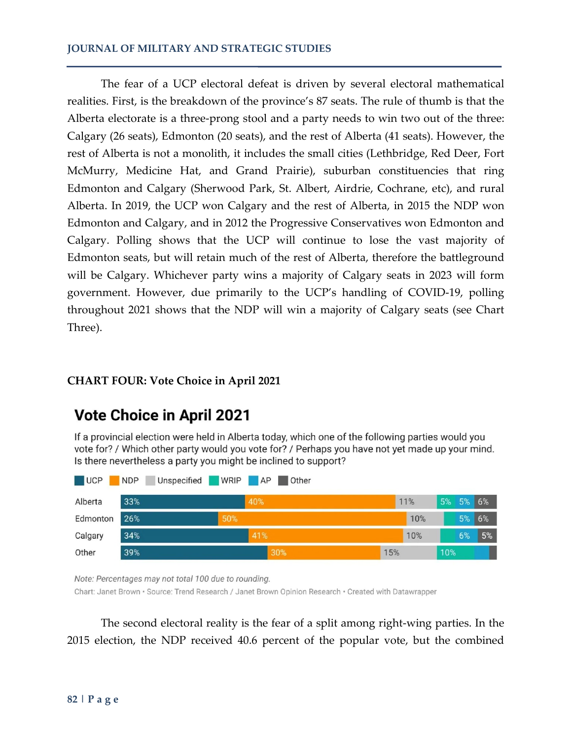The fear of a UCP electoral defeat is driven by several electoral mathematical realities. First, is the breakdown of the province's 87 seats. The rule of thumb is that the Alberta electorate is a three-prong stool and a party needs to win two out of the three: Calgary (26 seats), Edmonton (20 seats), and the rest of Alberta (41 seats). However, the rest of Alberta is not a monolith, it includes the small cities (Lethbridge, Red Deer, Fort McMurry, Medicine Hat, and Grand Prairie), suburban constituencies that ring Edmonton and Calgary (Sherwood Park, St. Albert, Airdrie, Cochrane, etc), and rural Alberta. In 2019, the UCP won Calgary and the rest of Alberta, in 2015 the NDP won Edmonton and Calgary, and in 2012 the Progressive Conservatives won Edmonton and Calgary. Polling shows that the UCP will continue to lose the vast majority of Edmonton seats, but will retain much of the rest of Alberta, therefore the battleground will be Calgary. Whichever party wins a majority of Calgary seats in 2023 will form government. However, due primarily to the UCP's handling of COVID-19, polling throughout 2021 shows that the NDP will win a majority of Calgary seats (see Chart Three).

**CHART FOUR: Vote Choice in April 2021**

## Vote Choice in April 2021

If a provincial election were held in Alberta today, which one of the following parties would you vote for? / Which other party would you vote for? / Perhaps you have not yet made up your mind. Is there nevertheless a party you might be inclined to support?

| | UCP | NDP | Unspecified | WRIP | AP | Other |
|---|---|---|---|---|---|---|
| Alberta | 33% | 40% | 11% | 5% | 5% | 6% |
| Edmonton | 26% | 50% | 10% | | 5% | 6% |
| Calgary | 34% | 41% | 10% | 6% | | 5% |
| Other | 39% | 30% | 15% | 10% | | |

*Note: Percentages may not total 100 due to rounding.*

Chart: Janet Brown • Source: Trend Research / Janet Brown Opinion Research • Created with Datawrapper

The second electoral reality is the fear of a split among right-wing parties. In the 2015 election, the NDP received 40.6 percent of the popular vote, but the combined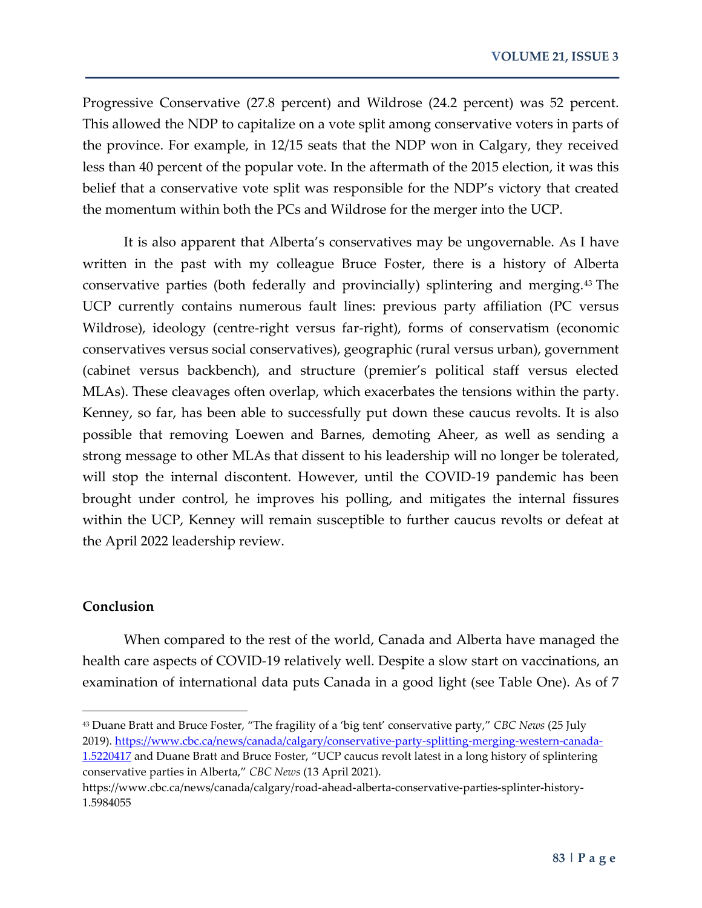Progressive Conservative (27.8 percent) and Wildrose (24.2 percent) was 52 percent. This allowed the NDP to capitalize on a vote split among conservative voters in parts of the province. For example, in 12/15 seats that the NDP won in Calgary, they received less than 40 percent of the popular vote. In the aftermath of the 2015 election, it was this belief that a conservative vote split was responsible for the NDP's victory that created the momentum within both the PCs and Wildrose for the merger into the UCP.

It is also apparent that Alberta's conservatives may be ungovernable. As I have written in the past with my colleague Bruce Foster, there is a history of Alberta conservative parties (both federally and provincially) splintering and merging.[43] The UCP currently contains numerous fault lines: previous party affiliation (PC versus Wildrose), ideology (centre-right versus far-right), forms of conservatism (economic conservatives versus social conservatives), geographic (rural versus urban), government (cabinet versus backbench), and structure (premier's political staff versus elected MLAs). These cleavages often overlap, which exacerbates the tensions within the party. Kenney, so far, has been able to successfully put down these caucus revolts. It is also possible that removing Loewen and Barnes, demoting Aheer, as well as sending a strong message to other MLAs that dissent to his leadership will no longer be tolerated, will stop the internal discontent. However, until the COVID-19 pandemic has been brought under control, he improves his polling, and mitigates the internal fissures within the UCP, Kenney will remain susceptible to further caucus revolts or defeat at the April 2022 leadership review.

## Conclusion

When compared to the rest of the world, Canada and Alberta have managed the health care aspects of COVID-19 relatively well. Despite a slow start on vaccinations, an examination of international data puts Canada in a good light (see Table One). As of 7

---

[43] Duane Bratt and Bruce Foster, "The fragility of a 'big tent' conservative party," *CBC News* (25 July 2019). https://www.cbc.ca/news/canada/calgary/conservative-party-splitting-merging-western-canada-1.5220417 and Duane Bratt and Bruce Foster, "UCP caucus revolt latest in a long history of splintering conservative parties in Alberta," *CBC News* (13 April 2021). https://www.cbc.ca/news/canada/calgary/road-ahead-alberta-conservative-parties-splinter-history-1.5984055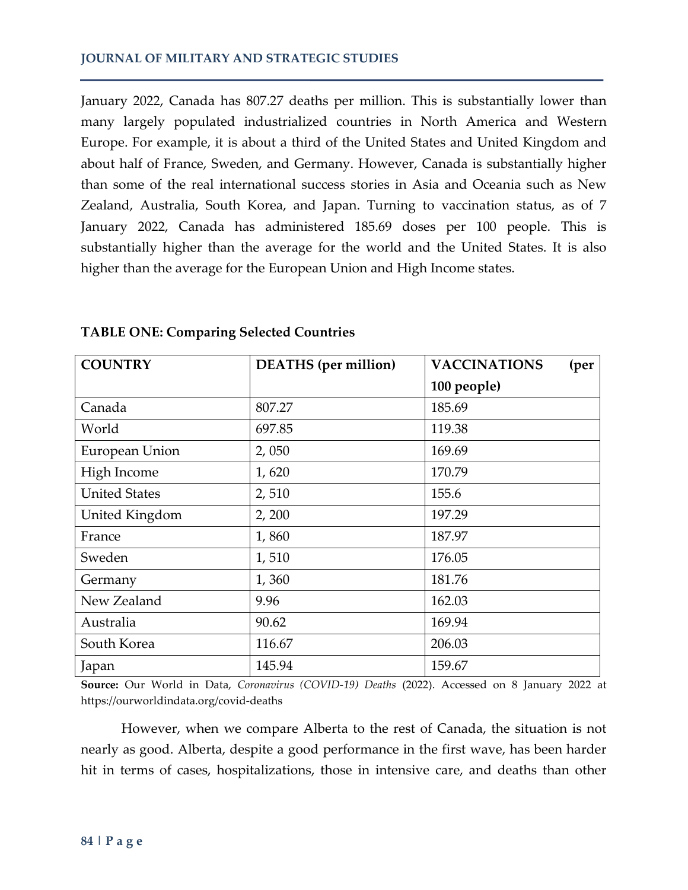January 2022, Canada has 807.27 deaths per million. This is substantially lower than many largely populated industrialized countries in North America and Western Europe. For example, it is about a third of the United States and United Kingdom and about half of France, Sweden, and Germany. However, Canada is substantially higher than some of the real international success stories in Asia and Oceania such as New Zealand, Australia, South Korea, and Japan. Turning to vaccination status, as of 7 January 2022, Canada has administered 185.69 doses per 100 people. This is substantially higher than the average for the world and the United States. It is also higher than the average for the European Union and High Income states.

**TABLE ONE: Comparing Selected Countries**

| COUNTRY | DEATHS (per million) | VACCINATIONS (per 100 people) |
|---|---|---|
| Canada | 807.27 | 185.69 |
| World | 697.85 | 119.38 |
| European Union | 2, 050 | 169.69 |
| High Income | 1, 620 | 170.79 |
| United States | 2, 510 | 155.6 |
| United Kingdom | 2, 200 | 197.29 |
| France | 1, 860 | 187.97 |
| Sweden | 1, 510 | 176.05 |
| Germany | 1, 360 | 181.76 |
| New Zealand | 9.96 | 162.03 |
| Australia | 90.62 | 169.94 |
| South Korea | 116.67 | 206.03 |
| Japan | 145.94 | 159.67 |

**Source:** Our World in Data, *Coronavirus (COVID-19) Deaths* (2022). Accessed on 8 January 2022 at https://ourworldindata.org/covid-deaths

However, when we compare Alberta to the rest of Canada, the situation is not nearly as good. Alberta, despite a good performance in the first wave, has been harder hit in terms of cases, hospitalizations, those in intensive care, and deaths than other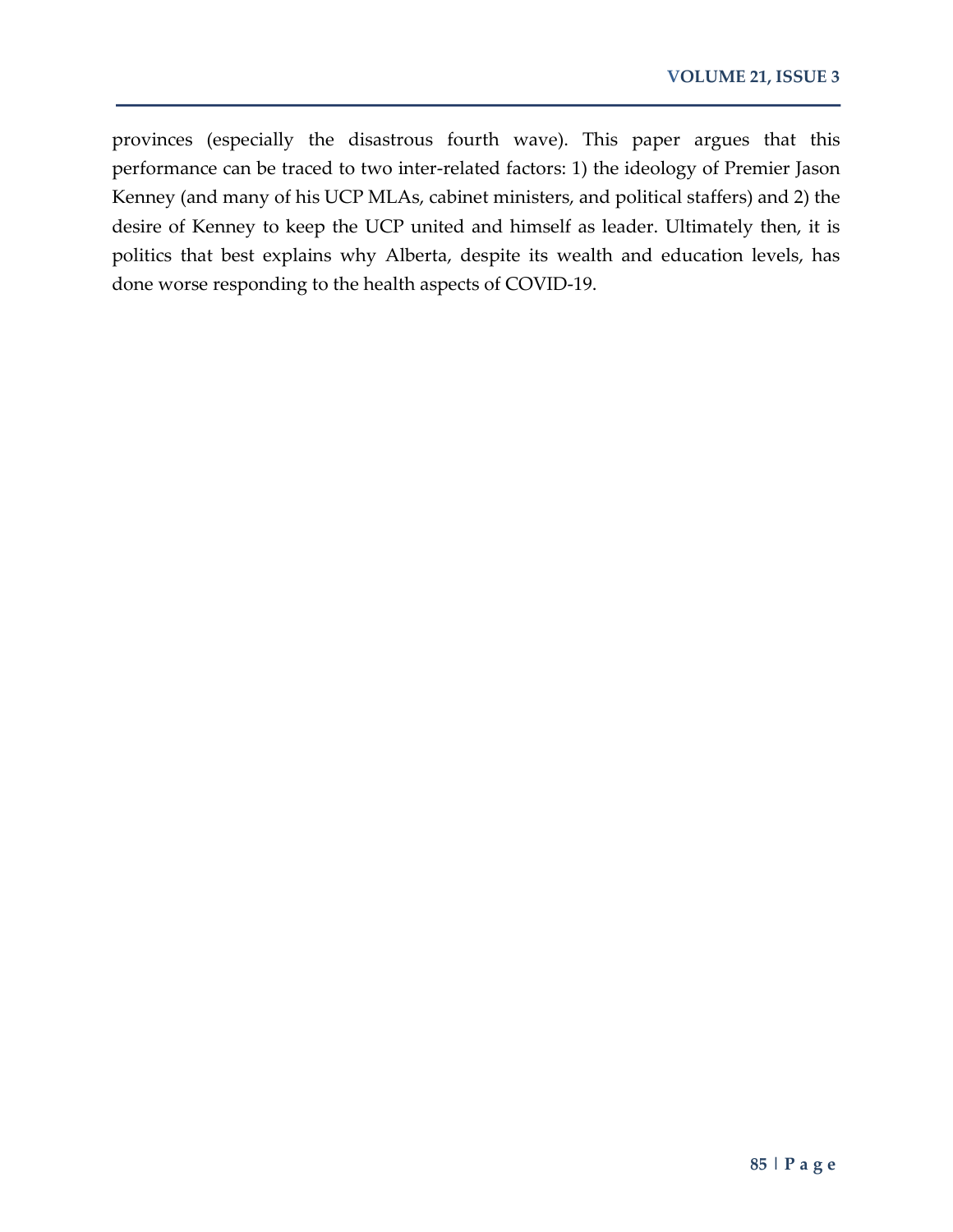provinces (especially the disastrous fourth wave). This paper argues that this performance can be traced to two inter-related factors: 1) the ideology of Premier Jason Kenney (and many of his UCP MLAs, cabinet ministers, and political staffers) and 2) the desire of Kenney to keep the UCP united and himself as leader. Ultimately then, it is politics that best explains why Alberta, despite its wealth and education levels, has done worse responding to the health aspects of COVID-19.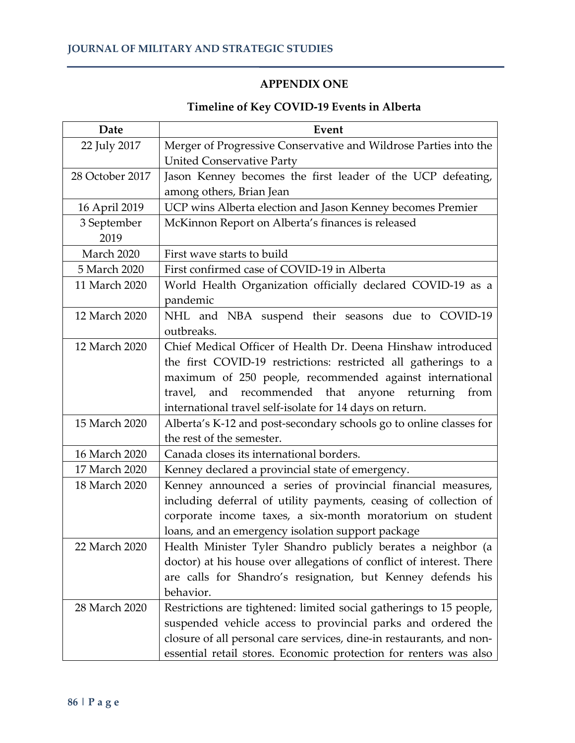## APPENDIX ONE

### Timeline of Key COVID-19 Events in Alberta

| Date | Event |
|---|---|
| 22 July 2017 | Merger of Progressive Conservative and Wildrose Parties into the United Conservative Party |
| 28 October 2017 | Jason Kenney becomes the first leader of the UCP defeating, among others, Brian Jean |
| 16 April 2019 | UCP wins Alberta election and Jason Kenney becomes Premier |
| 3 September 2019 | McKinnon Report on Alberta's finances is released |
| March 2020 | First wave starts to build |
| 5 March 2020 | First confirmed case of COVID-19 in Alberta |
| 11 March 2020 | World Health Organization officially declared COVID-19 as a pandemic |
| 12 March 2020 | NHL and NBA suspend their seasons due to COVID-19 outbreaks. |
| 12 March 2020 | Chief Medical Officer of Health Dr. Deena Hinshaw introduced the first COVID-19 restrictions: restricted all gatherings to a maximum of 250 people, recommended against international travel, and recommended that anyone returning from international travel self-isolate for 14 days on return. |
| 15 March 2020 | Alberta's K-12 and post-secondary schools go to online classes for the rest of the semester. |
| 16 March 2020 | Canada closes its international borders. |
| 17 March 2020 | Kenney declared a provincial state of emergency. |
| 18 March 2020 | Kenney announced a series of provincial financial measures, including deferral of utility payments, ceasing of collection of corporate income taxes, a six-month moratorium on student loans, and an emergency isolation support package |
| 22 March 2020 | Health Minister Tyler Shandro publicly berates a neighbor (a doctor) at his house over allegations of conflict of interest. There are calls for Shandro's resignation, but Kenney defends his behavior. |
| 28 March 2020 | Restrictions are tightened: limited social gatherings to 15 people, suspended vehicle access to provincial parks and ordered the closure of all personal care services, dine-in restaurants, and non-essential retail stores. Economic protection for renters was also |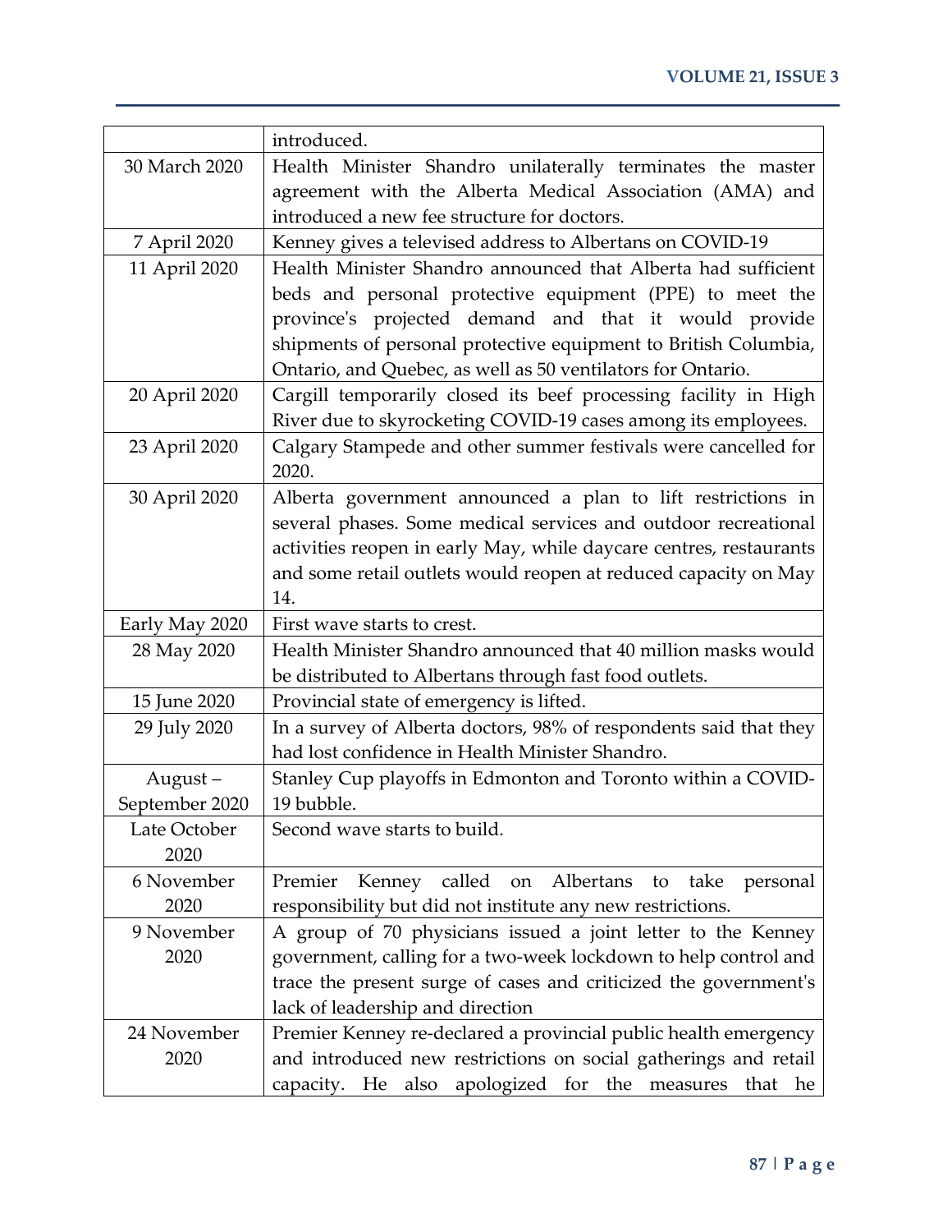| | |
|---|---|
| | introduced. |
| 30 March 2020 | Health Minister Shandro unilaterally terminates the master agreement with the Alberta Medical Association (AMA) and introduced a new fee structure for doctors. |
| 7 April 2020 | Kenney gives a televised address to Albertans on COVID-19 |
| 11 April 2020 | Health Minister Shandro announced that Alberta had sufficient beds and personal protective equipment (PPE) to meet the province's projected demand and that it would provide shipments of personal protective equipment to British Columbia, Ontario, and Quebec, as well as 50 ventilators for Ontario. |
| 20 April 2020 | Cargill temporarily closed its beef processing facility in High River due to skyrocketing COVID-19 cases among its employees. |
| 23 April 2020 | Calgary Stampede and other summer festivals were cancelled for 2020. |
| 30 April 2020 | Alberta government announced a plan to lift restrictions in several phases. Some medical services and outdoor recreational activities reopen in early May, while daycare centres, restaurants and some retail outlets would reopen at reduced capacity on May 14. |
| Early May 2020 | First wave starts to crest. |
| 28 May 2020 | Health Minister Shandro announced that 40 million masks would be distributed to Albertans through fast food outlets. |
| 15 June 2020 | Provincial state of emergency is lifted. |
| 29 July 2020 | In a survey of Alberta doctors, 98% of respondents said that they had lost confidence in Health Minister Shandro. |
| August – September 2020 | Stanley Cup playoffs in Edmonton and Toronto within a COVID-19 bubble. |
| Late October 2020 | Second wave starts to build. |
| 6 November 2020 | Premier Kenney called on Albertans to take personal responsibility but did not institute any new restrictions. |
| 9 November 2020 | A group of 70 physicians issued a joint letter to the Kenney government, calling for a two-week lockdown to help control and trace the present surge of cases and criticized the government's lack of leadership and direction |
| 24 November 2020 | Premier Kenney re-declared a provincial public health emergency and introduced new restrictions on social gatherings and retail capacity. He also apologized for the measures that he |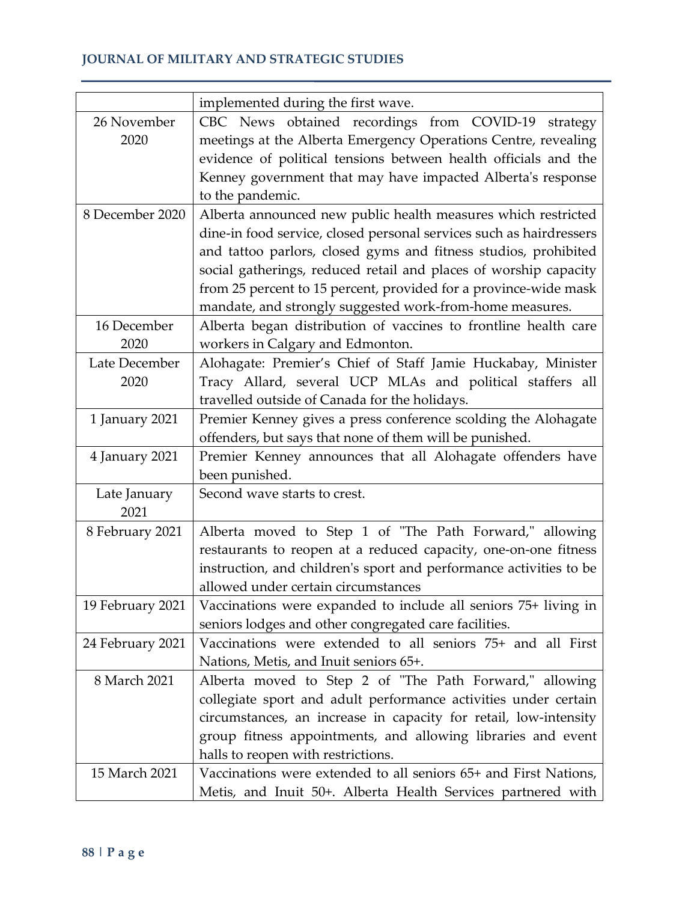| | |
|---|---|
| | implemented during the first wave. |
| 26 November 2020 | CBC News obtained recordings from COVID-19 strategy meetings at the Alberta Emergency Operations Centre, revealing evidence of political tensions between health officials and the Kenney government that may have impacted Alberta's response to the pandemic. |
| 8 December 2020 | Alberta announced new public health measures which restricted dine-in food service, closed personal services such as hairdressers and tattoo parlors, closed gyms and fitness studios, prohibited social gatherings, reduced retail and places of worship capacity from 25 percent to 15 percent, provided for a province-wide mask mandate, and strongly suggested work-from-home measures. |
| 16 December 2020 | Alberta began distribution of vaccines to frontline health care workers in Calgary and Edmonton. |
| Late December 2020 | Alohagate: Premier's Chief of Staff Jamie Huckabay, Minister Tracy Allard, several UCP MLAs and political staffers all travelled outside of Canada for the holidays. |
| 1 January 2021 | Premier Kenney gives a press conference scolding the Alohagate offenders, but says that none of them will be punished. |
| 4 January 2021 | Premier Kenney announces that all Alohagate offenders have been punished. |
| Late January 2021 | Second wave starts to crest. |
| 8 February 2021 | Alberta moved to Step 1 of "The Path Forward," allowing restaurants to reopen at a reduced capacity, one-on-one fitness instruction, and children's sport and performance activities to be allowed under certain circumstances |
| 19 February 2021 | Vaccinations were expanded to include all seniors 75+ living in seniors lodges and other congregated care facilities. |
| 24 February 2021 | Vaccinations were extended to all seniors 75+ and all First Nations, Metis, and Inuit seniors 65+. |
| 8 March 2021 | Alberta moved to Step 2 of "The Path Forward," allowing collegiate sport and adult performance activities under certain circumstances, an increase in capacity for retail, low-intensity group fitness appointments, and allowing libraries and event halls to reopen with restrictions. |
| 15 March 2021 | Vaccinations were extended to all seniors 65+ and First Nations, Metis, and Inuit 50+. Alberta Health Services partnered with |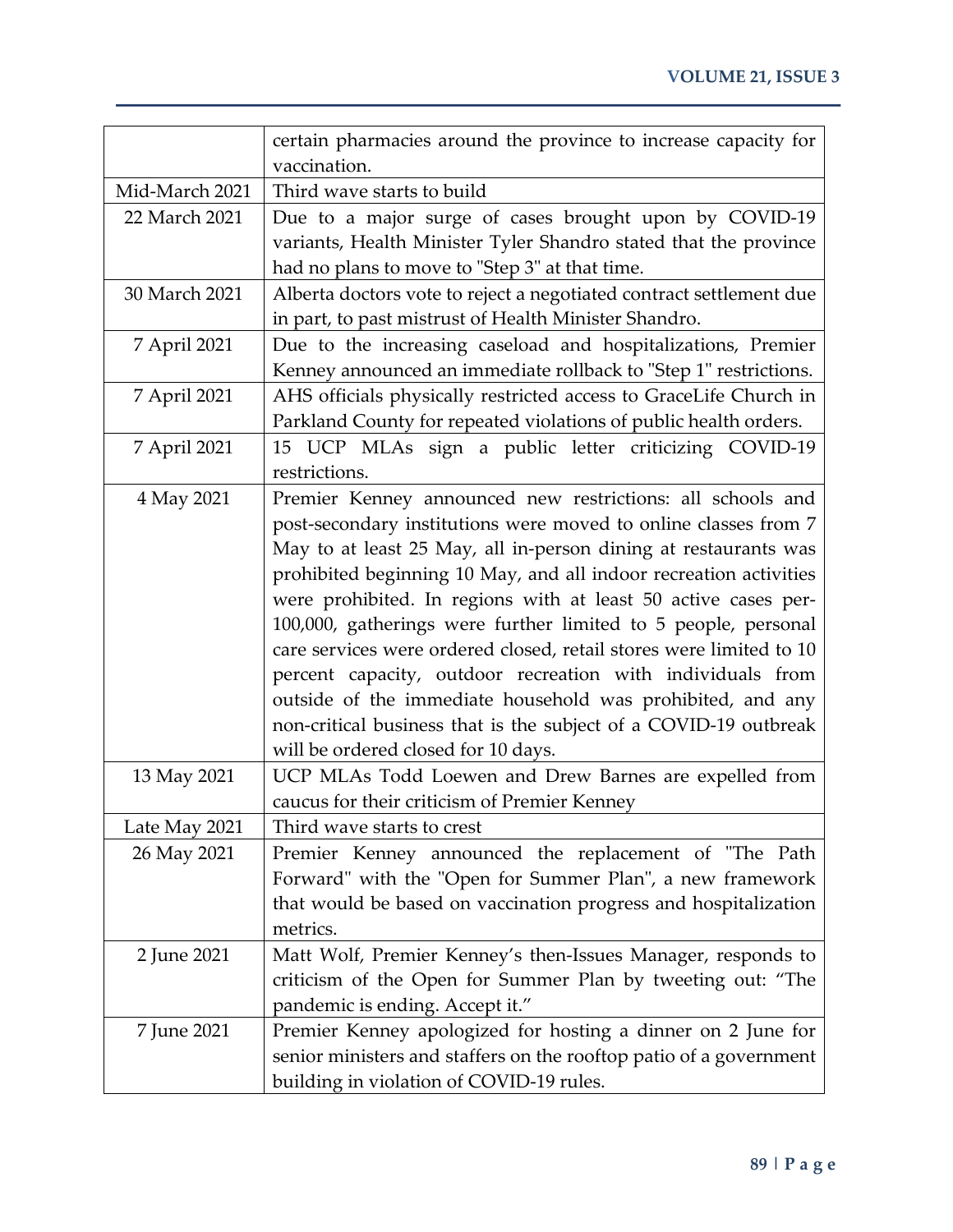| | |
|---|---|
| | certain pharmacies around the province to increase capacity for vaccination. |
| Mid-March 2021 | Third wave starts to build |
| 22 March 2021 | Due to a major surge of cases brought upon by COVID-19 variants, Health Minister Tyler Shandro stated that the province had no plans to move to "Step 3" at that time. |
| 30 March 2021 | Alberta doctors vote to reject a negotiated contract settlement due in part, to past mistrust of Health Minister Shandro. |
| 7 April 2021 | Due to the increasing caseload and hospitalizations, Premier Kenney announced an immediate rollback to "Step 1" restrictions. |
| 7 April 2021 | AHS officials physically restricted access to GraceLife Church in Parkland County for repeated violations of public health orders. |
| 7 April 2021 | 15 UCP MLAs sign a public letter criticizing COVID-19 restrictions. |
| 4 May 2021 | Premier Kenney announced new restrictions: all schools and post-secondary institutions were moved to online classes from 7 May to at least 25 May, all in-person dining at restaurants was prohibited beginning 10 May, and all indoor recreation activities were prohibited. In regions with at least 50 active cases per-100,000, gatherings were further limited to 5 people, personal care services were ordered closed, retail stores were limited to 10 percent capacity, outdoor recreation with individuals from outside of the immediate household was prohibited, and any non-critical business that is the subject of a COVID-19 outbreak will be ordered closed for 10 days. |
| 13 May 2021 | UCP MLAs Todd Loewen and Drew Barnes are expelled from caucus for their criticism of Premier Kenney |
| Late May 2021 | Third wave starts to crest |
| 26 May 2021 | Premier Kenney announced the replacement of "The Path Forward" with the "Open for Summer Plan", a new framework that would be based on vaccination progress and hospitalization metrics. |
| 2 June 2021 | Matt Wolf, Premier Kenney's then-Issues Manager, responds to criticism of the Open for Summer Plan by tweeting out: "The pandemic is ending. Accept it." |
| 7 June 2021 | Premier Kenney apologized for hosting a dinner on 2 June for senior ministers and staffers on the rooftop patio of a government building in violation of COVID-19 rules. |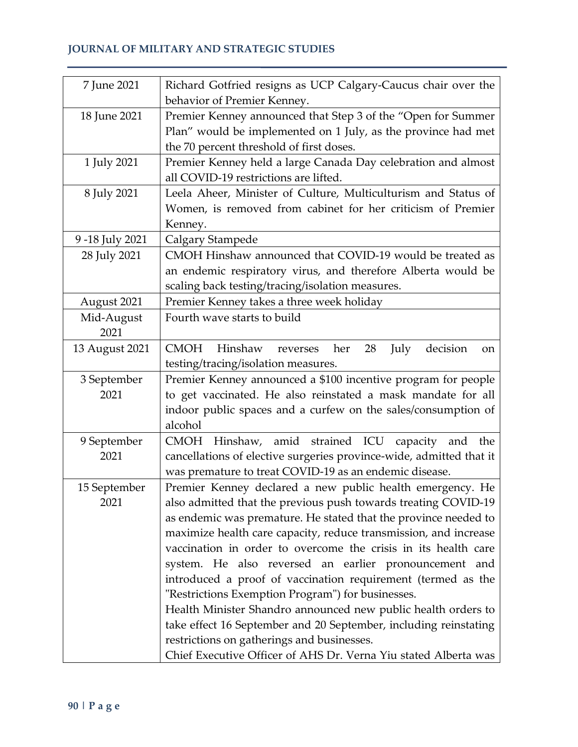| 7 June 2021 | Richard Gotfried resigns as UCP Calgary-Caucus chair over the behavior of Premier Kenney. |
|---|---|
| 18 June 2021 | Premier Kenney announced that Step 3 of the "Open for Summer Plan" would be implemented on 1 July, as the province had met the 70 percent threshold of first doses. |
| 1 July 2021 | Premier Kenney held a large Canada Day celebration and almost all COVID-19 restrictions are lifted. |
| 8 July 2021 | Leela Aheer, Minister of Culture, Multiculturism and Status of Women, is removed from cabinet for her criticism of Premier Kenney. |
| 9 -18 July 2021 | Calgary Stampede |
| 28 July 2021 | CMOH Hinshaw announced that COVID-19 would be treated as an endemic respiratory virus, and therefore Alberta would be scaling back testing/tracing/isolation measures. |
| August 2021 | Premier Kenney takes a three week holiday |
| Mid-August 2021 | Fourth wave starts to build |
| 13 August 2021 | CMOH Hinshaw reverses her 28 July decision on testing/tracing/isolation measures. |
| 3 September 2021 | Premier Kenney announced a $100 incentive program for people to get vaccinated. He also reinstated a mask mandate for all indoor public spaces and a curfew on the sales/consumption of alcohol |
| 9 September 2021 | CMOH Hinshaw, amid strained ICU capacity and the cancellations of elective surgeries province-wide, admitted that it was premature to treat COVID-19 as an endemic disease. |
| 15 September 2021 | Premier Kenney declared a new public health emergency. He also admitted that the previous push towards treating COVID-19 as endemic was premature. He stated that the province needed to maximize health care capacity, reduce transmission, and increase vaccination in order to overcome the crisis in its health care system. He also reversed an earlier pronouncement and introduced a proof of vaccination requirement (termed as the "Restrictions Exemption Program") for businesses. Health Minister Shandro announced new public health orders to take effect 16 September and 20 September, including reinstating restrictions on gatherings and businesses. Chief Executive Officer of AHS Dr. Verna Yiu stated Alberta was |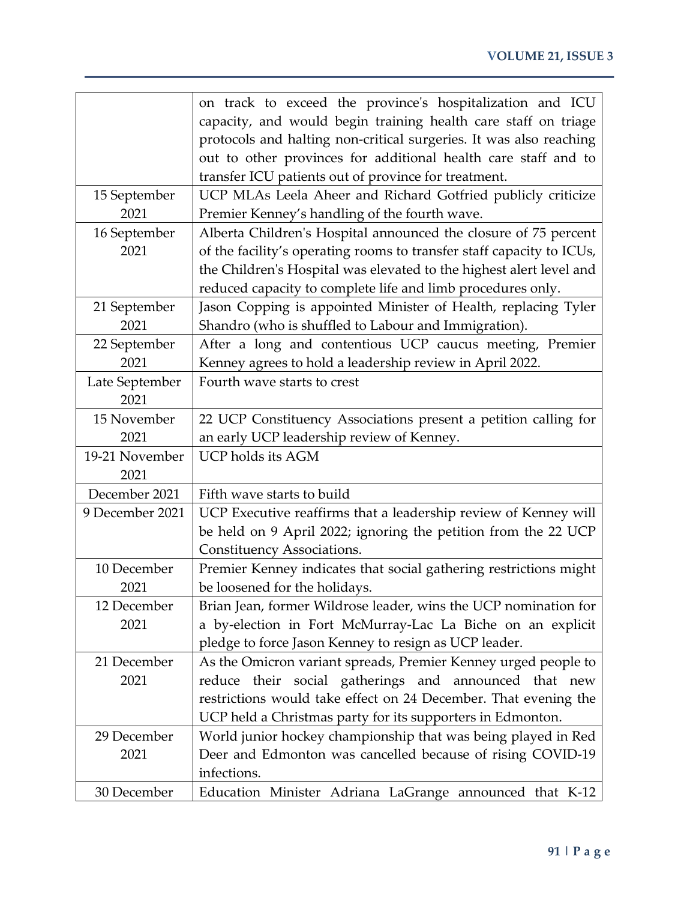| | |
|---|---|
| | on track to exceed the province's hospitalization and ICU capacity, and would begin training health care staff on triage protocols and halting non-critical surgeries. It was also reaching out to other provinces for additional health care staff and to transfer ICU patients out of province for treatment. |
| 15 September 2021 | UCP MLAs Leela Aheer and Richard Gotfried publicly criticize Premier Kenney's handling of the fourth wave. |
| 16 September 2021 | Alberta Children's Hospital announced the closure of 75 percent of the facility's operating rooms to transfer staff capacity to ICUs, the Children's Hospital was elevated to the highest alert level and reduced capacity to complete life and limb procedures only. |
| 21 September 2021 | Jason Copping is appointed Minister of Health, replacing Tyler Shandro (who is shuffled to Labour and Immigration). |
| 22 September 2021 | After a long and contentious UCP caucus meeting, Premier Kenney agrees to hold a leadership review in April 2022. |
| Late September 2021 | Fourth wave starts to crest |
| 15 November 2021 | 22 UCP Constituency Associations present a petition calling for an early UCP leadership review of Kenney. |
| 19-21 November 2021 | UCP holds its AGM |
| December 2021 | Fifth wave starts to build |
| 9 December 2021 | UCP Executive reaffirms that a leadership review of Kenney will be held on 9 April 2022; ignoring the petition from the 22 UCP Constituency Associations. |
| 10 December 2021 | Premier Kenney indicates that social gathering restrictions might be loosened for the holidays. |
| 12 December 2021 | Brian Jean, former Wildrose leader, wins the UCP nomination for a by-election in Fort McMurray-Lac La Biche on an explicit pledge to force Jason Kenney to resign as UCP leader. |
| 21 December 2021 | As the Omicron variant spreads, Premier Kenney urged people to reduce their social gatherings and announced that new restrictions would take effect on 24 December. That evening the UCP held a Christmas party for its supporters in Edmonton. |
| 29 December 2021 | World junior hockey championship that was being played in Red Deer and Edmonton was cancelled because of rising COVID-19 infections. |
| 30 December | Education Minister Adriana LaGrange announced that K-12 |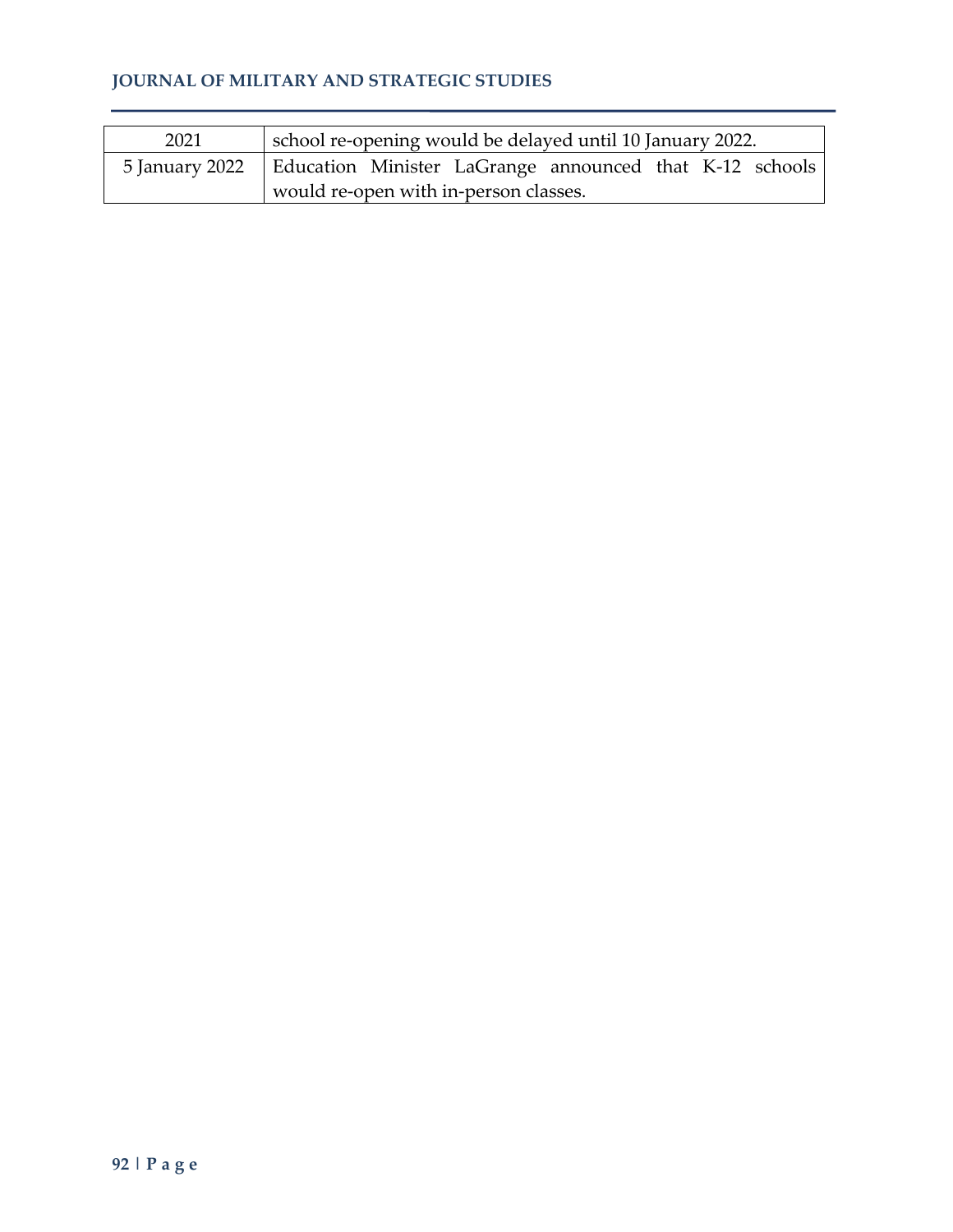| | |
|---|---|
| 2021 | school re-opening would be delayed until 10 January 2022. |
| 5 January 2022 | Education Minister LaGrange announced that K-12 schools would re-open with in-person classes. |